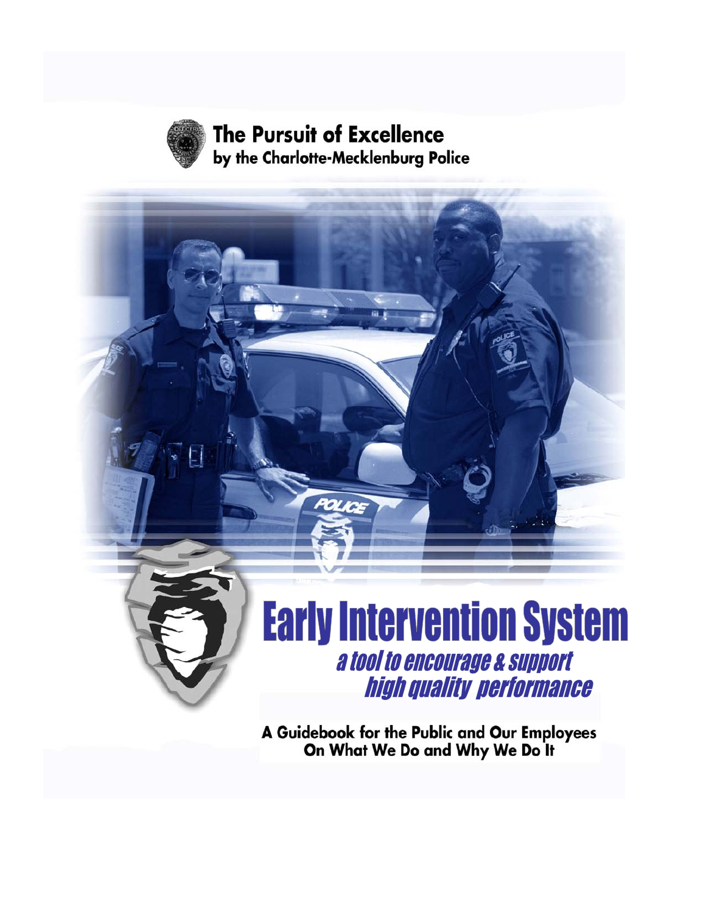**The Pursuit of Excellence**
**by the Charlotte-Mecklenburg Police**

# Early Intervention System

*a tool to encourage & support high quality performance*

**A Guidebook for the Public and Our Employees On What We Do and Why We Do It**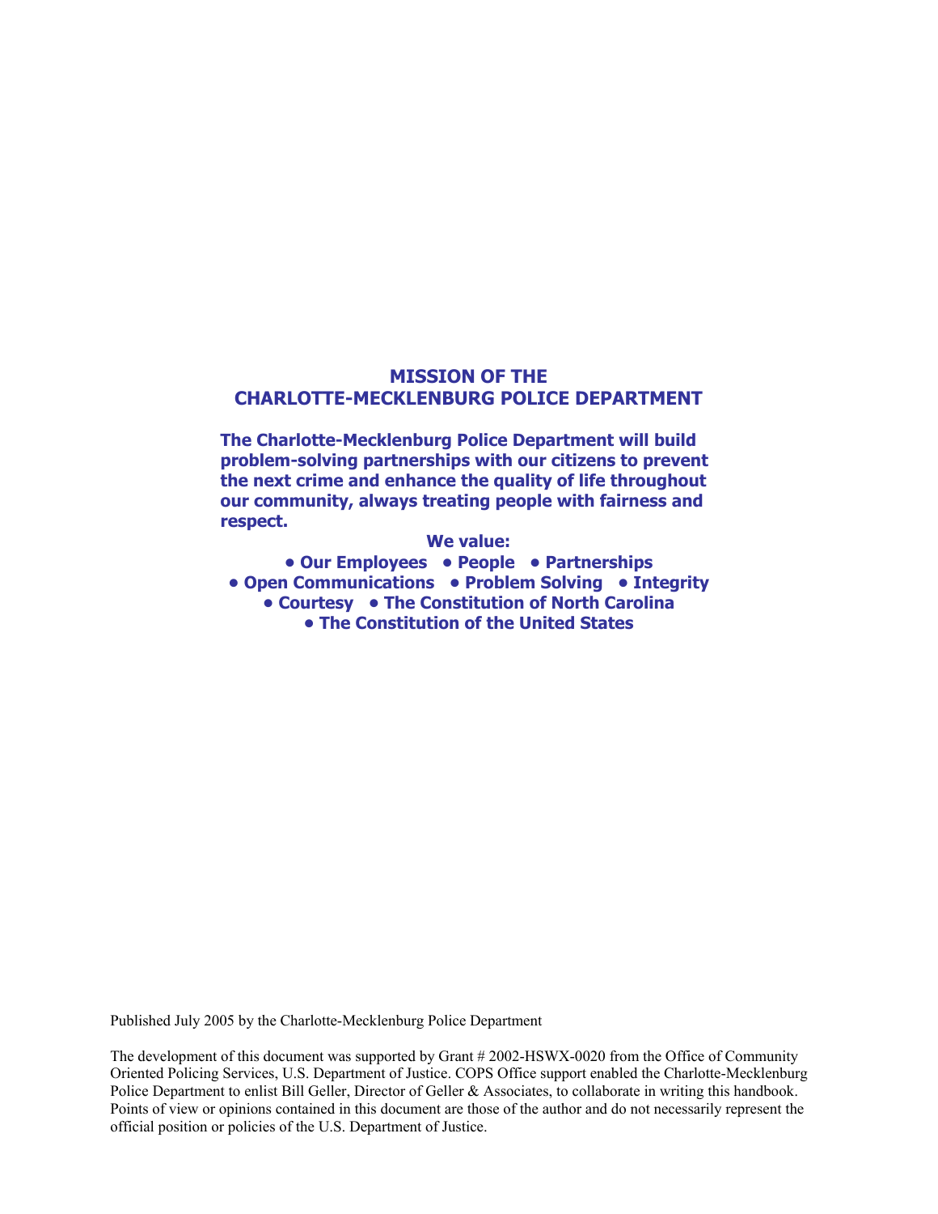## MISSION OF THE CHARLOTTE-MECKLENBURG POLICE DEPARTMENT

**The Charlotte-Mecklenburg Police Department will build problem-solving partnerships with our citizens to prevent the next crime and enhance the quality of life throughout our community, always treating people with fairness and respect.**

**We value:**

**• Our Employees • People • Partnerships**
**• Open Communications • Problem Solving • Integrity**
**• Courtesy • The Constitution of North Carolina**
**• The Constitution of the United States**

Published July 2005 by the Charlotte-Mecklenburg Police Department

The development of this document was supported by Grant # 2002-HSWX-0020 from the Office of Community Oriented Policing Services, U.S. Department of Justice. COPS Office support enabled the Charlotte-Mecklenburg Police Department to enlist Bill Geller, Director of Geller & Associates, to collaborate in writing this handbook. Points of view or opinions contained in this document are those of the author and do not necessarily represent the official position or policies of the U.S. Department of Justice.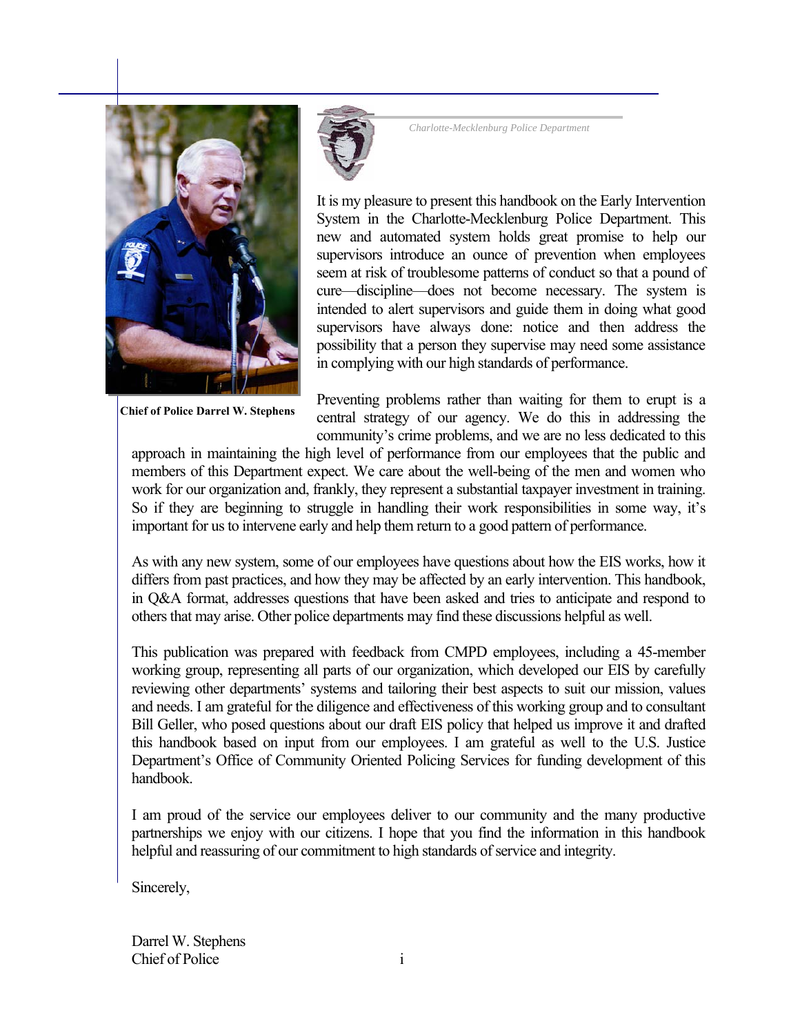*Charlotte-Mecklenburg Police Department*

**Chief of Police Darrel W. Stephens**

It is my pleasure to present this handbook on the Early Intervention System in the Charlotte-Mecklenburg Police Department. This new and automated system holds great promise to help our supervisors introduce an ounce of prevention when employees seem at risk of troublesome patterns of conduct so that a pound of cure—discipline—does not become necessary. The system is intended to alert supervisors and guide them in doing what good supervisors have always done: notice and then address the possibility that a person they supervise may need some assistance in complying with our high standards of performance.

Preventing problems rather than waiting for them to erupt is a central strategy of our agency. We do this in addressing the community's crime problems, and we are no less dedicated to this approach in maintaining the high level of performance from our employees that the public and members of this Department expect. We care about the well-being of the men and women who work for our organization and, frankly, they represent a substantial taxpayer investment in training. So if they are beginning to struggle in handling their work responsibilities in some way, it's important for us to intervene early and help them return to a good pattern of performance.

As with any new system, some of our employees have questions about how the EIS works, how it differs from past practices, and how they may be affected by an early intervention. This handbook, in Q&A format, addresses questions that have been asked and tries to anticipate and respond to others that may arise. Other police departments may find these discussions helpful as well.

This publication was prepared with feedback from CMPD employees, including a 45-member working group, representing all parts of our organization, which developed our EIS by carefully reviewing other departments' systems and tailoring their best aspects to suit our mission, values and needs. I am grateful for the diligence and effectiveness of this working group and to consultant Bill Geller, who posed questions about our draft EIS policy that helped us improve it and drafted this handbook based on input from our employees. I am grateful as well to the U.S. Justice Department's Office of Community Oriented Policing Services for funding development of this handbook.

I am proud of the service our employees deliver to our community and the many productive partnerships we enjoy with our citizens. I hope that you find the information in this handbook helpful and reassuring of our commitment to high standards of service and integrity.

Sincerely,

Darrel W. Stephens
Chief of Police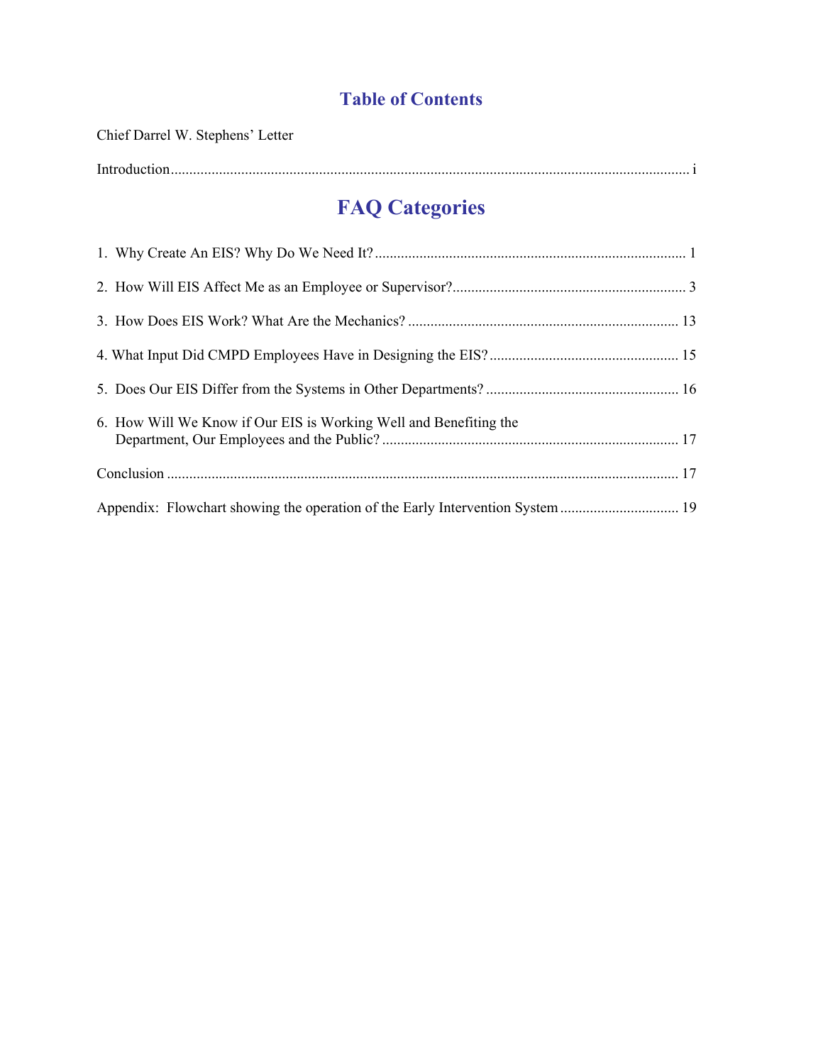# Table of Contents

Chief Darrel W. Stephens' Letter

Introduction ........................................................................................................................................ i

# FAQ Categories

1. Why Create An EIS? Why Do We Need It? ................................................................................... 1

2. How Will EIS Affect Me as an Employee or Supervisor? .............................................................. 3

3. How Does EIS Work? What Are the Mechanics? ........................................................................ 13

4. What Input Did CMPD Employees Have in Designing the EIS? .................................................. 15

5. Does Our EIS Differ from the Systems in Other Departments? ................................................... 16

6. How Will We Know if Our EIS is Working Well and Benefiting the Department, Our Employees and the Public? ............................................................................... 17

Conclusion ........................................................................................................................................ 17

Appendix: Flowchart showing the operation of the Early Intervention System ................................ 19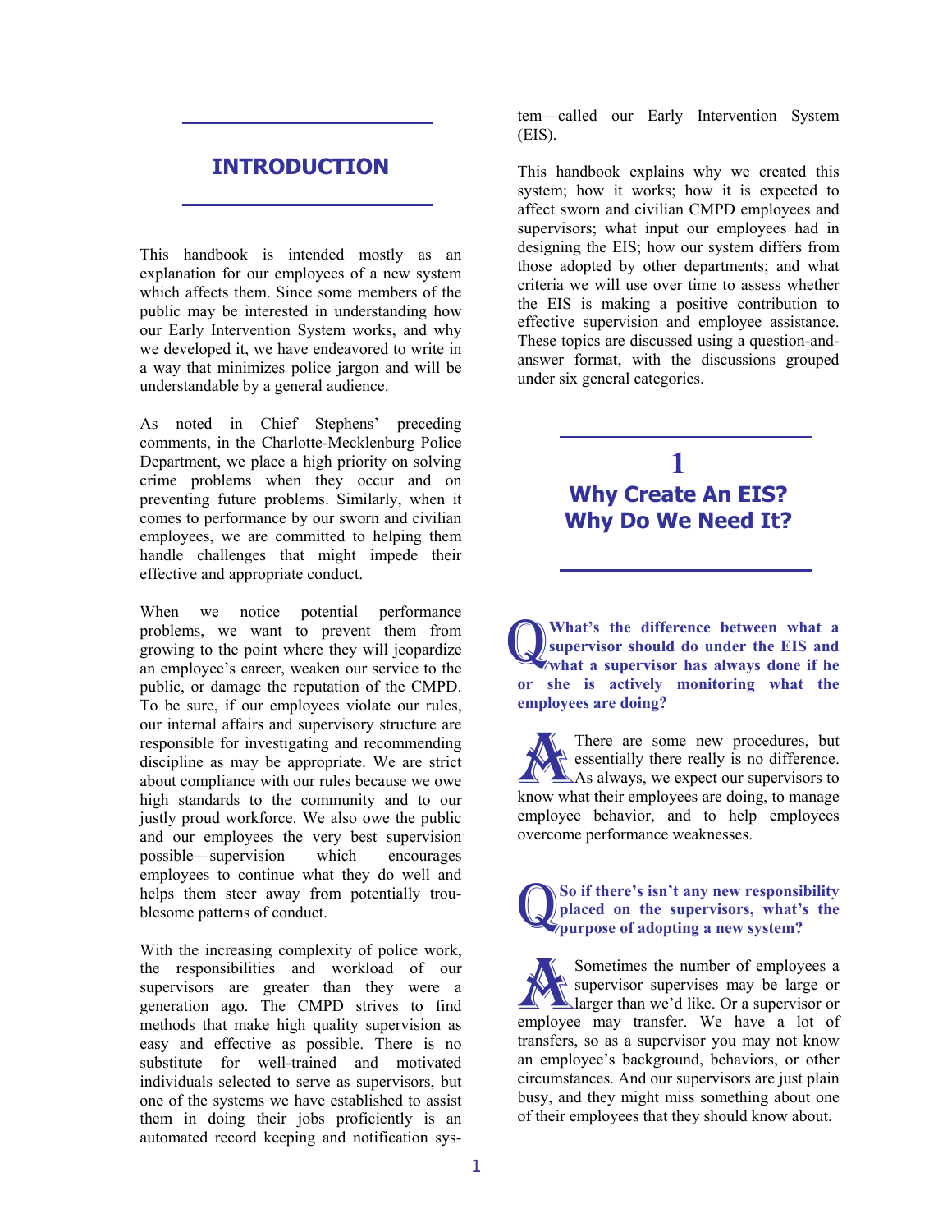## INTRODUCTION

This handbook is intended mostly as an explanation for our employees of a new system which affects them. Since some members of the public may be interested in understanding how our Early Intervention System works, and why we developed it, we have endeavored to write in a way that minimizes police jargon and will be understandable by a general audience.

As noted in Chief Stephens' preceding comments, in the Charlotte-Mecklenburg Police Department, we place a high priority on solving crime problems when they occur and on preventing future problems. Similarly, when it comes to performance by our sworn and civilian employees, we are committed to helping them handle challenges that might impede their effective and appropriate conduct.

When we notice potential performance problems, we want to prevent them from growing to the point where they will jeopardize an employee's career, weaken our service to the public, or damage the reputation of the CMPD. To be sure, if our employees violate our rules, our internal affairs and supervisory structure are responsible for investigating and recommending discipline as may be appropriate. We are strict about compliance with our rules because we owe high standards to the community and to our justly proud workforce. We also owe the public and our employees the very best supervision possible—supervision which encourages employees to continue what they do well and helps them steer away from potentially troublesome patterns of conduct.

With the increasing complexity of police work, the responsibilities and workload of our supervisors are greater than they were a generation ago. The CMPD strives to find methods that make high quality supervision as easy and effective as possible. There is no substitute for well-trained and motivated individuals selected to serve as supervisors, but one of the systems we have established to assist them in doing their jobs proficiently is an automated record keeping and notification system—called our Early Intervention System (EIS).

This handbook explains why we created this system; how it works; how it is expected to affect sworn and civilian CMPD employees and supervisors; what input our employees had in designing the EIS; how our system differs from those adopted by other departments; and what criteria we will use over time to assess whether the EIS is making a positive contribution to effective supervision and employee assistance. These topics are discussed using a question-and-answer format, with the discussions grouped under six general categories.

## 1
## Why Create An EIS? Why Do We Need It?

**Q: What's the difference between what a supervisor should do under the EIS and what a supervisor has always done if he or she is actively monitoring what the employees are doing?**

A: There are some new procedures, but essentially there really is no difference. As always, we expect our supervisors to know what their employees are doing, to manage employee behavior, and to help employees overcome performance weaknesses.

**Q: So if there's isn't any new responsibility placed on the supervisors, what's the purpose of adopting a new system?**

A: Sometimes the number of employees a supervisor supervises may be large or larger than we'd like. Or a supervisor or employee may transfer. We have a lot of transfers, so as a supervisor you may not know an employee's background, behaviors, or other circumstances. And our supervisors are just plain busy, and they might miss something about one of their employees that they should know about.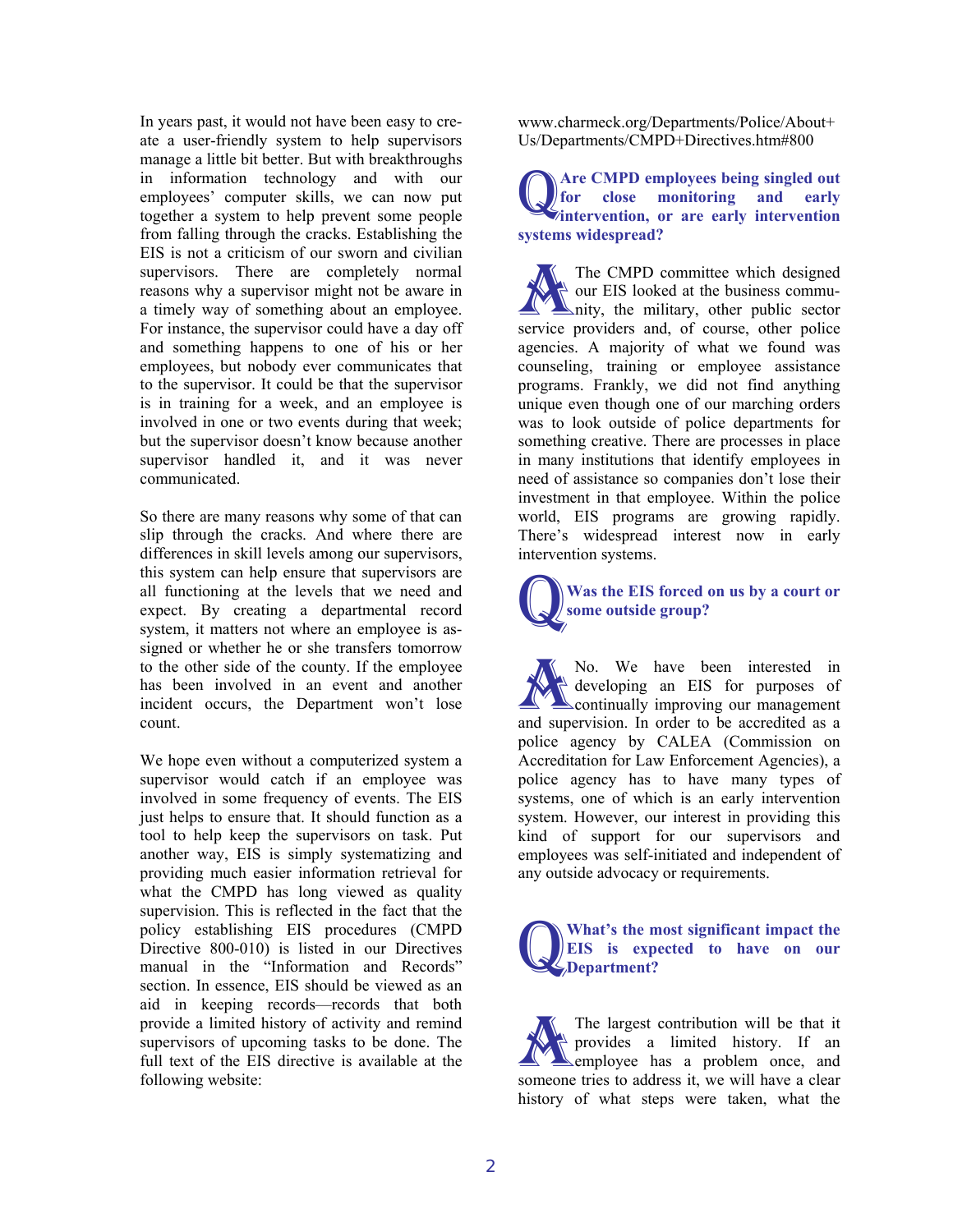In years past, it would not have been easy to create a user-friendly system to help supervisors manage a little bit better. But with breakthroughs in information technology and with our employees' computer skills, we can now put together a system to help prevent some people from falling through the cracks. Establishing the EIS is not a criticism of our sworn and civilian supervisors. There are completely normal reasons why a supervisor might not be aware in a timely way of something about an employee. For instance, the supervisor could have a day off and something happens to one of his or her employees, but nobody ever communicates that to the supervisor. It could be that the supervisor is in training for a week, and an employee is involved in one or two events during that week; but the supervisor doesn't know because another supervisor handled it, and it was never communicated.

So there are many reasons why some of that can slip through the cracks. And where there are differences in skill levels among our supervisors, this system can help ensure that supervisors are all functioning at the levels that we need and expect. By creating a departmental record system, it matters not where an employee is assigned or whether he or she transfers tomorrow to the other side of the county. If the employee has been involved in an event and another incident occurs, the Department won't lose count.

We hope even without a computerized system a supervisor would catch if an employee was involved in some frequency of events. The EIS just helps to ensure that. It should function as a tool to help keep the supervisors on task. Put another way, EIS is simply systematizing and providing much easier information retrieval for what the CMPD has long viewed as quality supervision. This is reflected in the fact that the policy establishing EIS procedures (CMPD Directive 800-010) is listed in our Directives manual in the "Information and Records" section. In essence, EIS should be viewed as an aid in keeping records—records that both provide a limited history of activity and remind supervisors of upcoming tasks to be done. The full text of the EIS directive is available at the following website:

www.charmeck.org/Departments/Police/About+Us/Departments/CMPD+Directives.htm#800

**Q: Are CMPD employees being singled out for close monitoring and early intervention, or are early intervention systems widespread?**

A: The CMPD committee which designed our EIS looked at the business community, the military, other public sector service providers and, of course, other police agencies. A majority of what we found was counseling, training or employee assistance programs. Frankly, we did not find anything unique even though one of our marching orders was to look outside of police departments for something creative. There are processes in place in many institutions that identify employees in need of assistance so companies don't lose their investment in that employee. Within the police world, EIS programs are growing rapidly. There's widespread interest now in early intervention systems.

**Q: Was the EIS forced on us by a court or some outside group?**

A: No. We have been interested in developing an EIS for purposes of continually improving our management and supervision. In order to be accredited as a police agency by CALEA (Commission on Accreditation for Law Enforcement Agencies), a police agency has to have many types of systems, one of which is an early intervention system. However, our interest in providing this kind of support for our supervisors and employees was self-initiated and independent of any outside advocacy or requirements.

**Q: What's the most significant impact the EIS is expected to have on our Department?**

A: The largest contribution will be that it provides a limited history. If an employee has a problem once, and someone tries to address it, we will have a clear history of what steps were taken, what the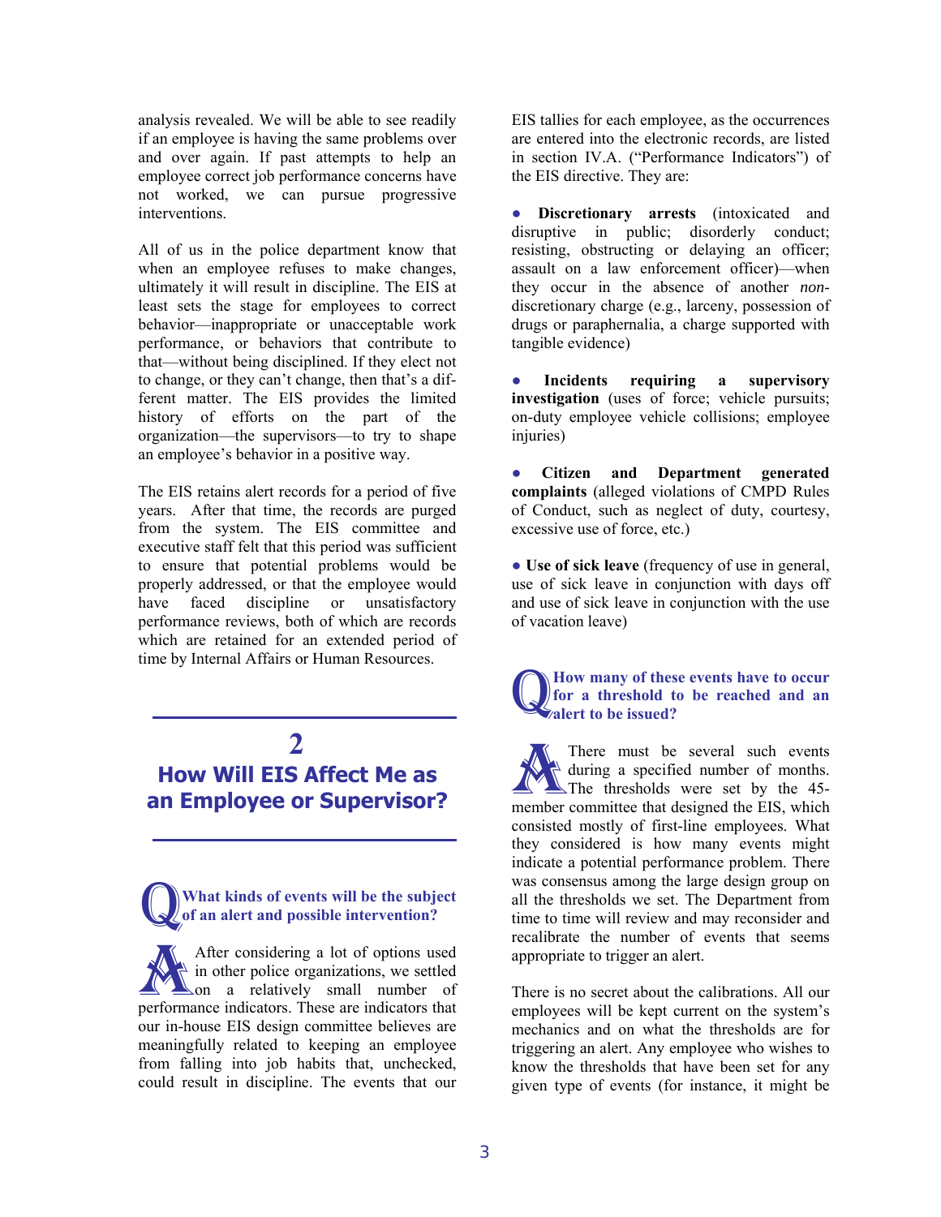analysis revealed. We will be able to see readily if an employee is having the same problems over and over again. If past attempts to help an employee correct job performance concerns have not worked, we can pursue progressive interventions.

All of us in the police department know that when an employee refuses to make changes, ultimately it will result in discipline. The EIS at least sets the stage for employees to correct behavior—inappropriate or unacceptable work performance, or behaviors that contribute to that—without being disciplined. If they elect not to change, or they can't change, then that's a different matter. The EIS provides the limited history of efforts on the part of the organization—the supervisors—to try to shape an employee's behavior in a positive way.

The EIS retains alert records for a period of five years. After that time, the records are purged from the system. The EIS committee and executive staff felt that this period was sufficient to ensure that potential problems would be properly addressed, or that the employee would have faced discipline or unsatisfactory performance reviews, both of which are records which are retained for an extended period of time by Internal Affairs or Human Resources.

## 2
## How Will EIS Affect Me as an Employee or Supervisor?

**Q: What kinds of events will be the subject of an alert and possible intervention?**

**A:** After considering a lot of options used in other police organizations, we settled on a relatively small number of performance indicators. These are indicators that our in-house EIS design committee believes are meaningfully related to keeping an employee from falling into job habits that, unchecked, could result in discipline. The events that our EIS tallies for each employee, as the occurrences are entered into the electronic records, are listed in section IV.A. ("Performance Indicators") of the EIS directive. They are:

- **Discretionary arrests** (intoxicated and disruptive in public; disorderly conduct; resisting, obstructing or delaying an officer; assault on a law enforcement officer)—when they occur in the absence of another *non*-discretionary charge (e.g., larceny, possession of drugs or paraphernalia, a charge supported with tangible evidence)
- **Incidents requiring a supervisory investigation** (uses of force; vehicle pursuits; on-duty employee vehicle collisions; employee injuries)
- **Citizen and Department generated complaints** (alleged violations of CMPD Rules of Conduct, such as neglect of duty, courtesy, excessive use of force, etc.)
- **Use of sick leave** (frequency of use in general, use of sick leave in conjunction with days off and use of sick leave in conjunction with the use of vacation leave)

**Q: How many of these events have to occur for a threshold to be reached and an alert to be issued?**

**A:** There must be several such events during a specified number of months. The thresholds were set by the 45-member committee that designed the EIS, which consisted mostly of first-line employees. What they considered is how many events might indicate a potential performance problem. There was consensus among the large design group on all the thresholds we set. The Department from time to time will review and may reconsider and recalibrate the number of events that seems appropriate to trigger an alert.

There is no secret about the calibrations. All our employees will be kept current on the system's mechanics and on what the thresholds are for triggering an alert. Any employee who wishes to know the thresholds that have been set for any given type of events (for instance, it might be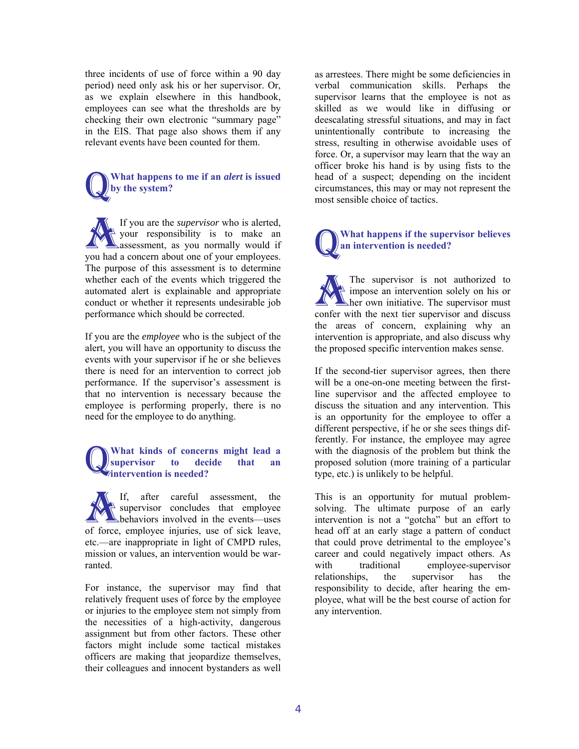three incidents of use of force within a 90 day period) need only ask his or her supervisor. Or, as we explain elsewhere in this handbook, employees can see what the thresholds are by checking their own electronic "summary page" in the EIS. That page also shows them if any relevant events have been counted for them.

### Q: What happens to me if an *alert* is issued by the system?

**A:** If you are the *supervisor* who is alerted, your responsibility is to make an assessment, as you normally would if you had a concern about one of your employees. The purpose of this assessment is to determine whether each of the events which triggered the automated alert is explainable and appropriate conduct or whether it represents undesirable job performance which should be corrected.

If you are the *employee* who is the subject of the alert, you will have an opportunity to discuss the events with your supervisor if he or she believes there is need for an intervention to correct job performance. If the supervisor's assessment is that no intervention is necessary because the employee is performing properly, there is no need for the employee to do anything.

### Q: What kinds of concerns might lead a supervisor to decide that an intervention is needed?

**A:** If, after careful assessment, the supervisor concludes that employee behaviors involved in the events—uses of force, employee injuries, use of sick leave, etc.—are inappropriate in light of CMPD rules, mission or values, an intervention would be warranted.

For instance, the supervisor may find that relatively frequent uses of force by the employee or injuries to the employee stem not simply from the necessities of a high-activity, dangerous assignment but from other factors. These other factors might include some tactical mistakes officers are making that jeopardize themselves, their colleagues and innocent bystanders as well as arrestees. There might be some deficiencies in verbal communication skills. Perhaps the supervisor learns that the employee is not as skilled as we would like in diffusing or deescalating stressful situations, and may in fact unintentionally contribute to increasing the stress, resulting in otherwise avoidable uses of force. Or, a supervisor may learn that the way an officer broke his hand is by using fists to the head of a suspect; depending on the incident circumstances, this may or may not represent the most sensible choice of tactics.

### Q: What happens if the supervisor believes an intervention is needed?

**A:** The supervisor is not authorized to impose an intervention solely on his or her own initiative. The supervisor must confer with the next tier supervisor and discuss the areas of concern, explaining why an intervention is appropriate, and also discuss why the proposed specific intervention makes sense.

If the second-tier supervisor agrees, then there will be a one-on-one meeting between the first-line supervisor and the affected employee to discuss the situation and any intervention. This is an opportunity for the employee to offer a different perspective, if he or she sees things differently. For instance, the employee may agree with the diagnosis of the problem but think the proposed solution (more training of a particular type, etc.) is unlikely to be helpful.

This is an opportunity for mutual problem-solving. The ultimate purpose of an early intervention is not a "gotcha" but an effort to head off at an early stage a pattern of conduct that could prove detrimental to the employee's career and could negatively impact others. As with traditional employee-supervisor relationships, the supervisor has the responsibility to decide, after hearing the employee, what will be the best course of action for any intervention.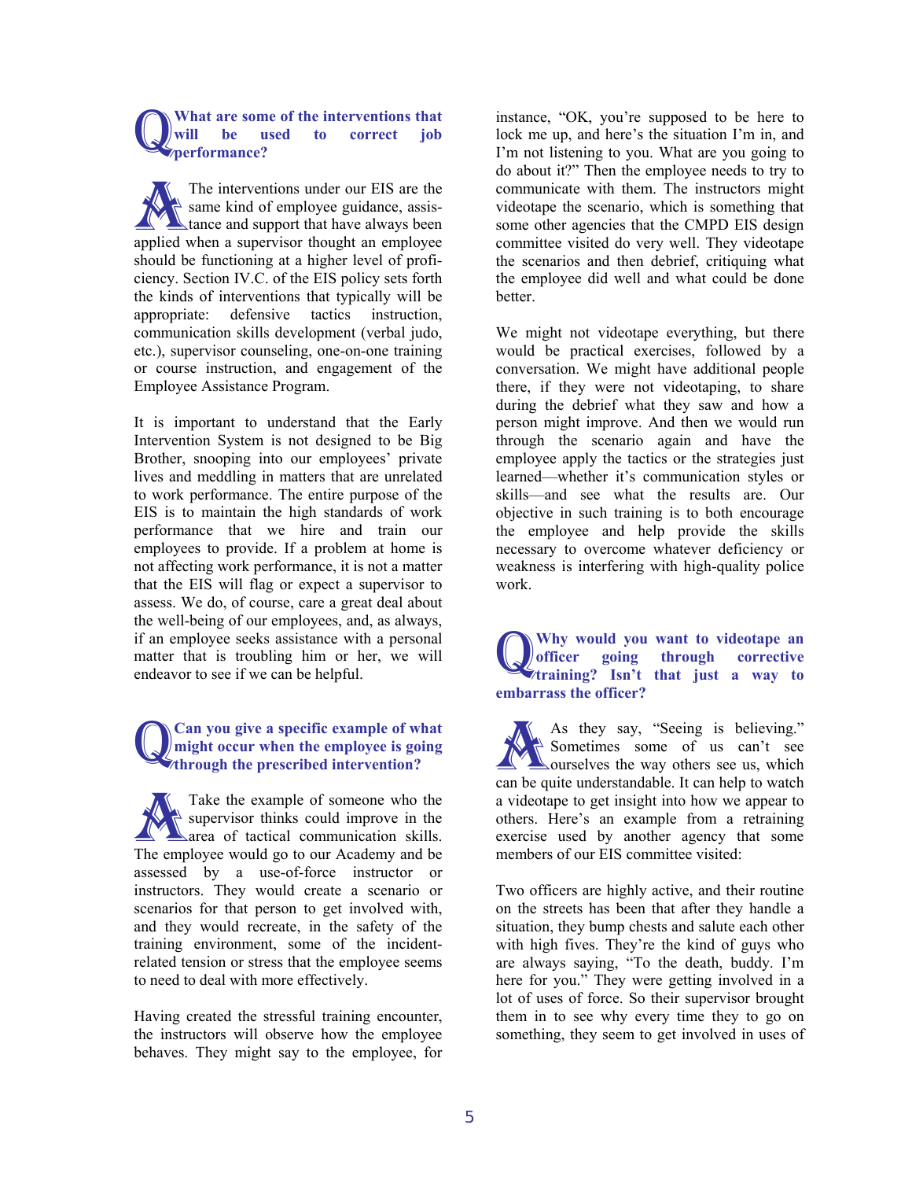**Q: What are some of the interventions that will be used to correct job performance?**

**A:** The interventions under our EIS are the same kind of employee guidance, assistance and support that have always been applied when a supervisor thought an employee should be functioning at a higher level of proficiency. Section IV.C. of the EIS policy sets forth the kinds of interventions that typically will be appropriate: defensive tactics instruction, communication skills development (verbal judo, etc.), supervisor counseling, one-on-one training or course instruction, and engagement of the Employee Assistance Program.

It is important to understand that the Early Intervention System is not designed to be Big Brother, snooping into our employees' private lives and meddling in matters that are unrelated to work performance. The entire purpose of the EIS is to maintain the high standards of work performance that we hire and train our employees to provide. If a problem at home is not affecting work performance, it is not a matter that the EIS will flag or expect a supervisor to assess. We do, of course, care a great deal about the well-being of our employees, and, as always, if an employee seeks assistance with a personal matter that is troubling him or her, we will endeavor to see if we can be helpful.

**Q: Can you give a specific example of what might occur when the employee is going through the prescribed intervention?**

**A:** Take the example of someone who the supervisor thinks could improve in the area of tactical communication skills. The employee would go to our Academy and be assessed by a use-of-force instructor or instructors. They would create a scenario or scenarios for that person to get involved with, and they would recreate, in the safety of the training environment, some of the incident-related tension or stress that the employee seems to need to deal with more effectively.

Having created the stressful training encounter, the instructors will observe how the employee behaves. They might say to the employee, for instance, "OK, you're supposed to be here to lock me up, and here's the situation I'm in, and I'm not listening to you. What are you going to do about it?" Then the employee needs to try to communicate with them. The instructors might videotape the scenario, which is something that some other agencies that the CMPD EIS design committee visited do very well. They videotape the scenarios and then debrief, critiquing what the employee did well and what could be done better.

We might not videotape everything, but there would be practical exercises, followed by a conversation. We might have additional people there, if they were not videotaping, to share during the debrief what they saw and how a person might improve. And then we would run through the scenario again and have the employee apply the tactics or the strategies just learned—whether it's communication styles or skills—and see what the results are. Our objective in such training is to both encourage the employee and help provide the skills necessary to overcome whatever deficiency or weakness is interfering with high-quality police work.

**Q: Why would you want to videotape an officer going through corrective training? Isn't that just a way to embarrass the officer?**

**A:** As they say, "Seeing is believing." Sometimes some of us can't see ourselves the way others see us, which can be quite understandable. It can help to watch a videotape to get insight into how we appear to others. Here's an example from a retraining exercise used by another agency that some members of our EIS committee visited:

Two officers are highly active, and their routine on the streets has been that after they handle a situation, they bump chests and salute each other with high fives. They're the kind of guys who are always saying, "To the death, buddy. I'm here for you." They were getting involved in a lot of uses of force. So their supervisor brought them in to see why every time they to go on something, they seem to get involved in uses of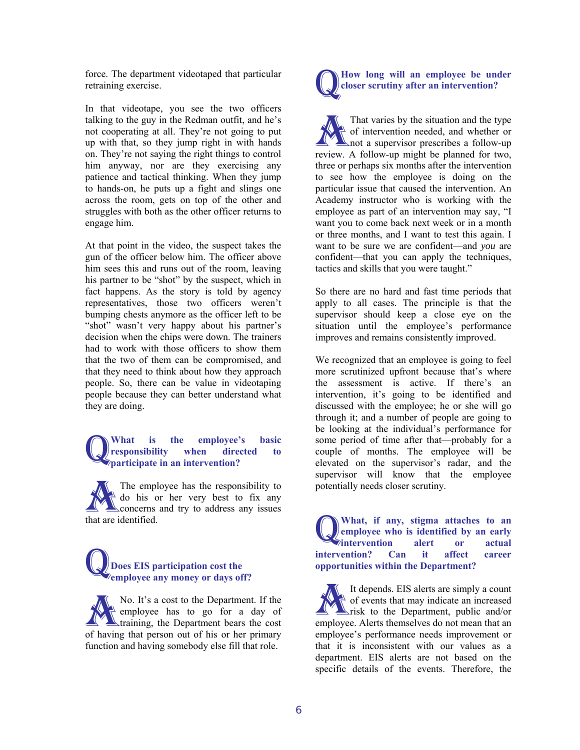force. The department videotaped that particular retraining exercise.

In that videotape, you see the two officers talking to the guy in the Redman outfit, and he's not cooperating at all. They're not going to put up with that, so they jump right in with hands on. They're not saying the right things to control him anyway, nor are they exercising any patience and tactical thinking. When they jump to hands-on, he puts up a fight and slings one across the room, gets on top of the other and struggles with both as the other officer returns to engage him.

At that point in the video, the suspect takes the gun of the officer below him. The officer above him sees this and runs out of the room, leaving his partner to be "shot" by the suspect, which in fact happens. As the story is told by agency representatives, those two officers weren't bumping chests anymore as the officer left to be "shot" wasn't very happy about his partner's decision when the chips were down. The trainers had to work with those officers to show them that the two of them can be compromised, and that they need to think about how they approach people. So, there can be value in videotaping people because they can better understand what they are doing.

**Q: What is the employee's basic responsibility when directed to participate in an intervention?**

**A:** The employee has the responsibility to do his or her very best to fix any concerns and try to address any issues that are identified.

**Q: Does EIS participation cost the employee any money or days off?**

**A:** No. It's a cost to the Department. If the employee has to go for a day of training, the Department bears the cost of having that person out of his or her primary function and having somebody else fill that role.

**Q: How long will an employee be under closer scrutiny after an intervention?**

**A:** That varies by the situation and the type of intervention needed, and whether or not a supervisor prescribes a follow-up review. A follow-up might be planned for two, three or perhaps six months after the intervention to see how the employee is doing on the particular issue that caused the intervention. An Academy instructor who is working with the employee as part of an intervention may say, "I want you to come back next week or in a month or three months, and I want to test this again. I want to be sure we are confident—and *you* are confident—that you can apply the techniques, tactics and skills that you were taught."

So there are no hard and fast time periods that apply to all cases. The principle is that the supervisor should keep a close eye on the situation until the employee's performance improves and remains consistently improved.

We recognized that an employee is going to feel more scrutinized upfront because that's where the assessment is active. If there's an intervention, it's going to be identified and discussed with the employee; he or she will go through it; and a number of people are going to be looking at the individual's performance for some period of time after that—probably for a couple of months. The employee will be elevated on the supervisor's radar, and the supervisor will know that the employee potentially needs closer scrutiny.

**Q: What, if any, stigma attaches to an employee who is identified by an early intervention alert or actual intervention? Can it affect career opportunities within the Department?**

**A:** It depends. EIS alerts are simply a count of events that may indicate an increased risk to the Department, public and/or employee. Alerts themselves do not mean that an employee's performance needs improvement or that it is inconsistent with our values as a department. EIS alerts are not based on the specific details of the events. Therefore, the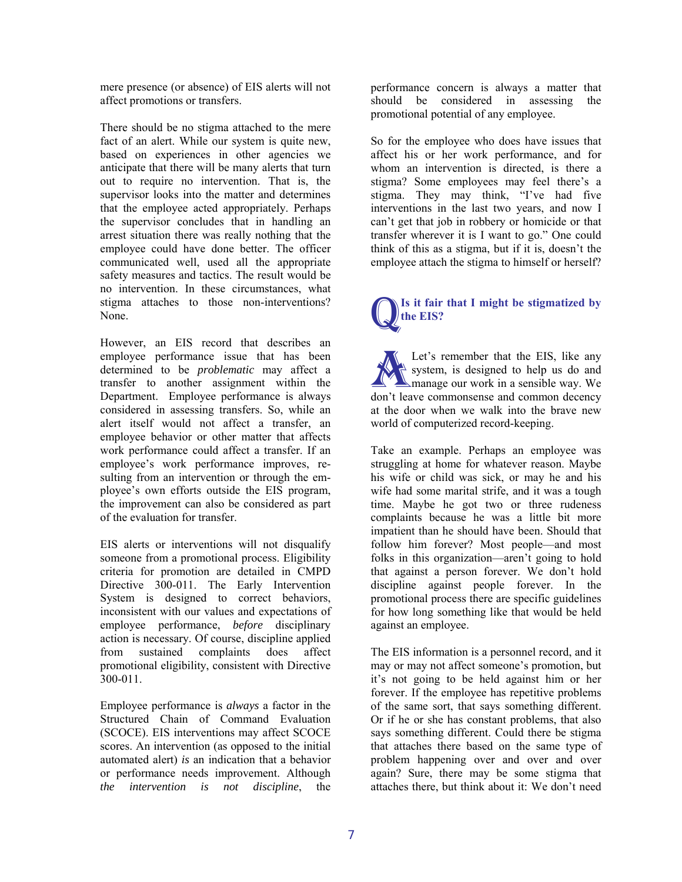mere presence (or absence) of EIS alerts will not affect promotions or transfers.

There should be no stigma attached to the mere fact of an alert. While our system is quite new, based on experiences in other agencies we anticipate that there will be many alerts that turn out to require no intervention. That is, the supervisor looks into the matter and determines that the employee acted appropriately. Perhaps the supervisor concludes that in handling an arrest situation there was really nothing that the employee could have done better. The officer communicated well, used all the appropriate safety measures and tactics. The result would be no intervention. In these circumstances, what stigma attaches to those non-interventions? None.

However, an EIS record that describes an employee performance issue that has been determined to be *problematic* may affect a transfer to another assignment within the Department. Employee performance is always considered in assessing transfers. So, while an alert itself would not affect a transfer, an employee behavior or other matter that affects work performance could affect a transfer. If an employee's work performance improves, resulting from an intervention or through the employee's own efforts outside the EIS program, the improvement can also be considered as part of the evaluation for transfer.

EIS alerts or interventions will not disqualify someone from a promotional process. Eligibility criteria for promotion are detailed in CMPD Directive 300-011. The Early Intervention System is designed to correct behaviors, inconsistent with our values and expectations of employee performance, *before* disciplinary action is necessary. Of course, discipline applied from sustained complaints does affect promotional eligibility, consistent with Directive 300-011.

Employee performance is *always* a factor in the Structured Chain of Command Evaluation (SCOCE). EIS interventions may affect SCOCE scores. An intervention (as opposed to the initial automated alert) *is* an indication that a behavior or performance needs improvement. Although *the intervention is not discipline*, the performance concern is always a matter that should be considered in assessing the promotional potential of any employee.

So for the employee who does have issues that affect his or her work performance, and for whom an intervention is directed, is there a stigma? Some employees may feel there's a stigma. They may think, "I've had five interventions in the last two years, and now I can't get that job in robbery or homicide or that transfer wherever it is I want to go." One could think of this as a stigma, but if it is, doesn't the employee attach the stigma to himself or herself?

### Q: Is it fair that I might be stigmatized by the EIS?

A: Let's remember that the EIS, like any system, is designed to help us do and manage our work in a sensible way. We don't leave commonsense and common decency at the door when we walk into the brave new world of computerized record-keeping.

Take an example. Perhaps an employee was struggling at home for whatever reason. Maybe his wife or child was sick, or may he and his wife had some marital strife, and it was a tough time. Maybe he got two or three rudeness complaints because he was a little bit more impatient than he should have been. Should that follow him forever? Most people—and most folks in this organization—aren't going to hold that against a person forever. We don't hold discipline against people forever. In the promotional process there are specific guidelines for how long something like that would be held against an employee.

The EIS information is a personnel record, and it may or may not affect someone's promotion, but it's not going to be held against him or her forever. If the employee has repetitive problems of the same sort, that says something different. Or if he or she has constant problems, that also says something different. Could there be stigma that attaches there based on the same type of problem happening over and over and over again? Sure, there may be some stigma that attaches there, but think about it: We don't need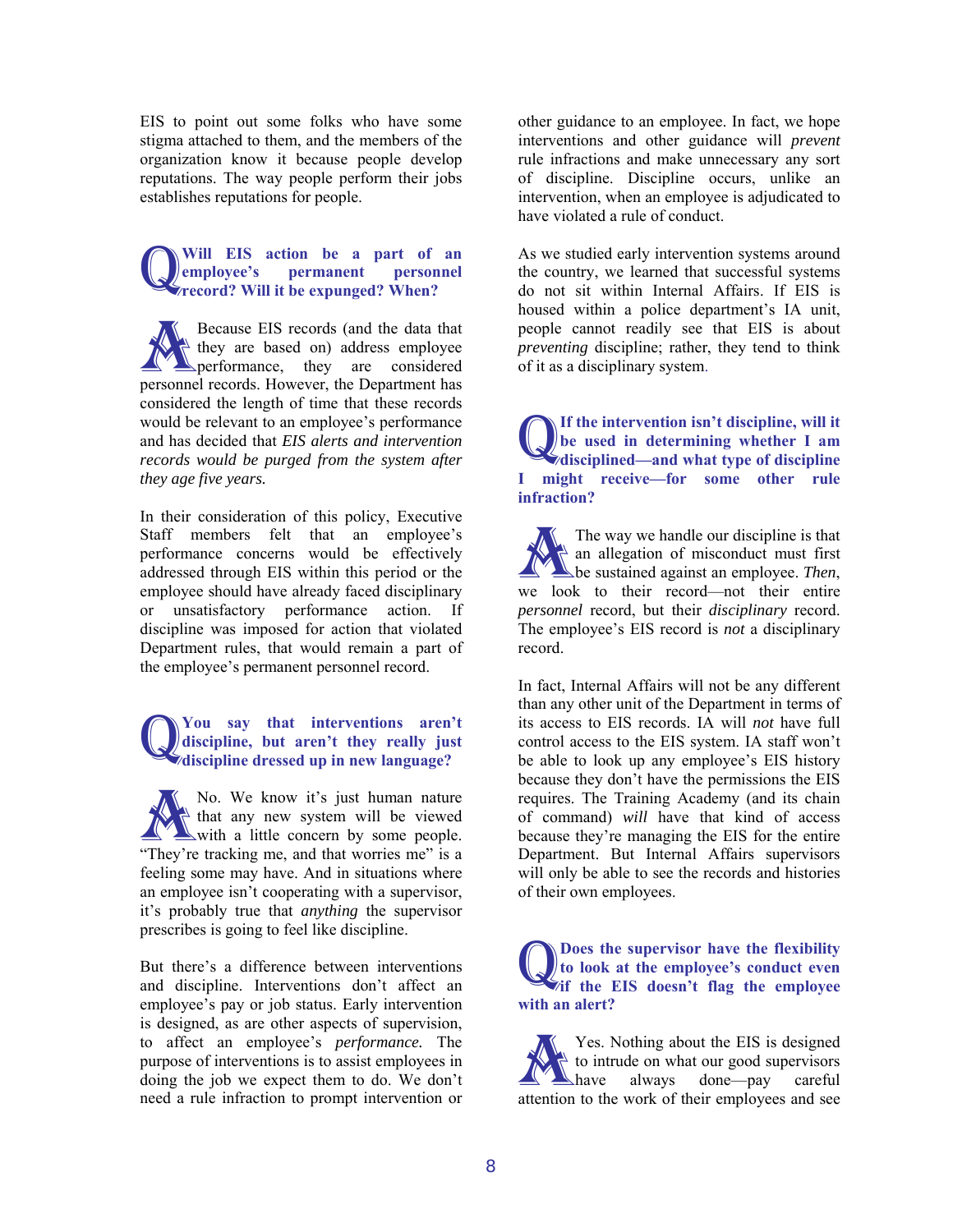EIS to point out some folks who have some stigma attached to them, and the members of the organization know it because people develop reputations. The way people perform their jobs establishes reputations for people.

**Q: Will EIS action be a part of an employee's permanent personnel record? Will it be expunged? When?**

A: Because EIS records (and the data that they are based on) address employee performance, they are considered personnel records. However, the Department has considered the length of time that these records would be relevant to an employee's performance and has decided that *EIS alerts and intervention records would be purged from the system after they age five years.*

In their consideration of this policy, Executive Staff members felt that an employee's performance concerns would be effectively addressed through EIS within this period or the employee should have already faced disciplinary or unsatisfactory performance action. If discipline was imposed for action that violated Department rules, that would remain a part of the employee's permanent personnel record.

**Q: You say that interventions aren't discipline, but aren't they really just discipline dressed up in new language?**

A: No. We know it's just human nature that any new system will be viewed with a little concern by some people. "They're tracking me, and that worries me" is a feeling some may have. And in situations where an employee isn't cooperating with a supervisor, it's probably true that *anything* the supervisor prescribes is going to feel like discipline.

But there's a difference between interventions and discipline. Interventions don't affect an employee's pay or job status. Early intervention is designed, as are other aspects of supervision, to affect an employee's *performance.* The purpose of interventions is to assist employees in doing the job we expect them to do. We don't need a rule infraction to prompt intervention or other guidance to an employee. In fact, we hope interventions and other guidance will *prevent* rule infractions and make unnecessary any sort of discipline. Discipline occurs, unlike an intervention, when an employee is adjudicated to have violated a rule of conduct.

As we studied early intervention systems around the country, we learned that successful systems do not sit within Internal Affairs. If EIS is housed within a police department's IA unit, people cannot readily see that EIS is about *preventing* discipline; rather, they tend to think of it as a disciplinary system.

**Q: If the intervention isn't discipline, will it be used in determining whether I am disciplined—and what type of discipline I might receive—for some other rule infraction?**

A: The way we handle our discipline is that an allegation of misconduct must first be sustained against an employee. *Then*, we look to their record—not their entire *personnel* record, but their *disciplinary* record. The employee's EIS record is *not* a disciplinary record.

In fact, Internal Affairs will not be any different than any other unit of the Department in terms of its access to EIS records. IA will *not* have full control access to the EIS system. IA staff won't be able to look up any employee's EIS history because they don't have the permissions the EIS requires. The Training Academy (and its chain of command) *will* have that kind of access because they're managing the EIS for the entire Department. But Internal Affairs supervisors will only be able to see the records and histories of their own employees.

**Q: Does the supervisor have the flexibility to look at the employee's conduct even if the EIS doesn't flag the employee with an alert?**

A: Yes. Nothing about the EIS is designed to intrude on what our good supervisors have always done—pay careful attention to the work of their employees and see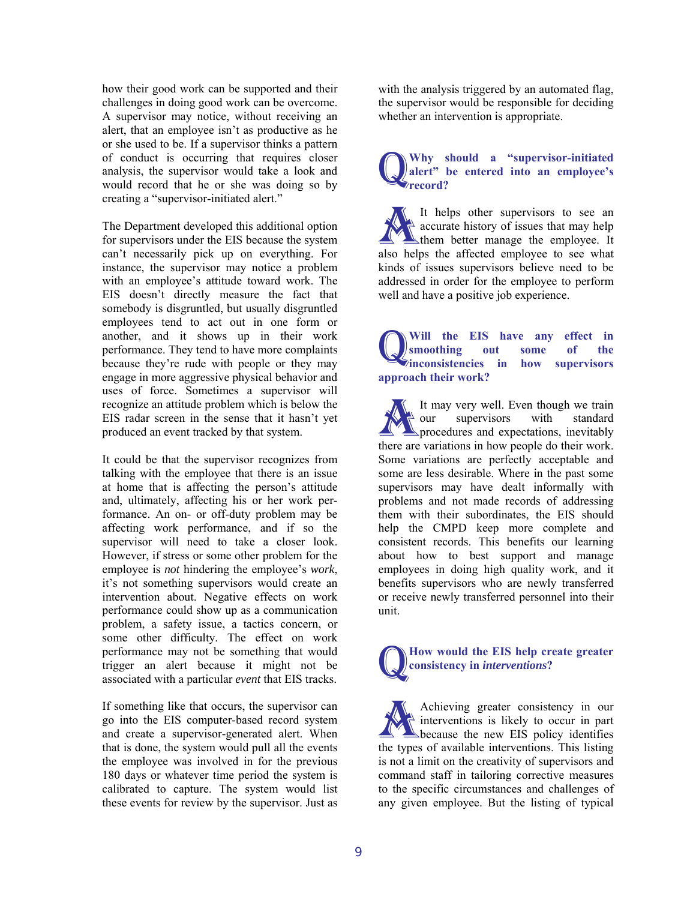how their good work can be supported and their challenges in doing good work can be overcome. A supervisor may notice, without receiving an alert, that an employee isn't as productive as he or she used to be. If a supervisor thinks a pattern of conduct is occurring that requires closer analysis, the supervisor would take a look and would record that he or she was doing so by creating a "supervisor-initiated alert."

The Department developed this additional option for supervisors under the EIS because the system can't necessarily pick up on everything. For instance, the supervisor may notice a problem with an employee's attitude toward work. The EIS doesn't directly measure the fact that somebody is disgruntled, but usually disgruntled employees tend to act out in one form or another, and it shows up in their work performance. They tend to have more complaints because they're rude with people or they may engage in more aggressive physical behavior and uses of force. Sometimes a supervisor will recognize an attitude problem which is below the EIS radar screen in the sense that it hasn't yet produced an event tracked by that system.

It could be that the supervisor recognizes from talking with the employee that there is an issue at home that is affecting the person's attitude and, ultimately, affecting his or her work performance. An on- or off-duty problem may be affecting work performance, and if so the supervisor will need to take a closer look. However, if stress or some other problem for the employee is *not* hindering the employee's *work*, it's not something supervisors would create an intervention about. Negative effects on work performance could show up as a communication problem, a safety issue, a tactics concern, or some other difficulty. The effect on work performance may not be something that would trigger an alert because it might not be associated with a particular *event* that EIS tracks.

If something like that occurs, the supervisor can go into the EIS computer-based record system and create a supervisor-generated alert. When that is done, the system would pull all the events the employee was involved in for the previous 180 days or whatever time period the system is calibrated to capture. The system would list these events for review by the supervisor. Just as with the analysis triggered by an automated flag, the supervisor would be responsible for deciding whether an intervention is appropriate.

**Q: Why should a "supervisor-initiated alert" be entered into an employee's record?**

**A:** It helps other supervisors to see an accurate history of issues that may help them better manage the employee. It also helps the affected employee to see what kinds of issues supervisors believe need to be addressed in order for the employee to perform well and have a positive job experience.

**Q: Will the EIS have any effect in smoothing out some of the inconsistencies in how supervisors approach their work?**

**A:** It may very well. Even though we train our supervisors with standard procedures and expectations, inevitably there are variations in how people do their work. Some variations are perfectly acceptable and some are less desirable. Where in the past some supervisors may have dealt informally with problems and not made records of addressing them with their subordinates, the EIS should help the CMPD keep more complete and consistent records. This benefits our learning about how to best support and manage employees in doing high quality work, and it benefits supervisors who are newly transferred or receive newly transferred personnel into their unit.

**Q: How would the EIS help create greater consistency in *interventions*?**

**A:** Achieving greater consistency in our interventions is likely to occur in part because the new EIS policy identifies the types of available interventions. This listing is not a limit on the creativity of supervisors and command staff in tailoring corrective measures to the specific circumstances and challenges of any given employee. But the listing of typical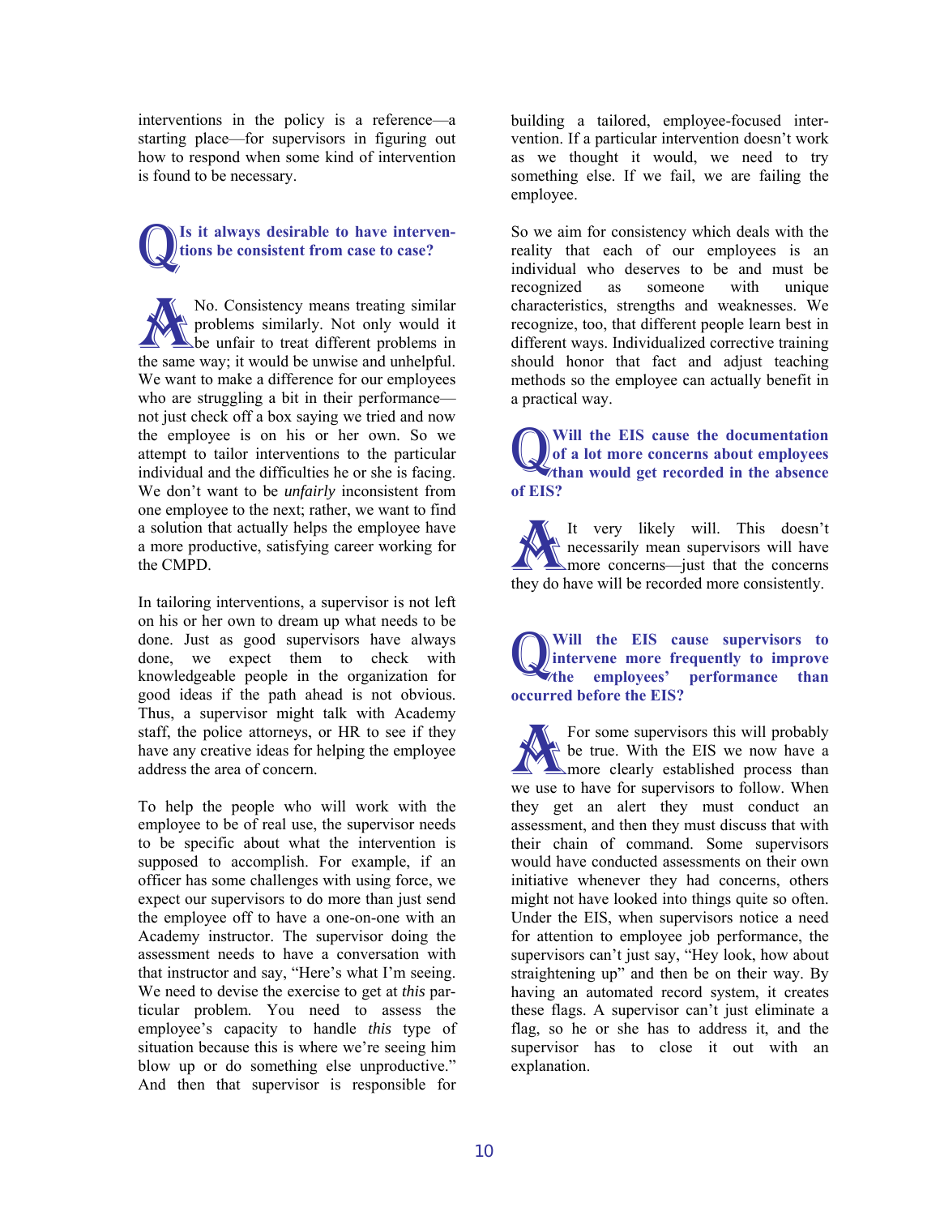interventions in the policy is a reference—a starting place—for supervisors in figuring out how to respond when some kind of intervention is found to be necessary.

### Q: Is it always desirable to have interventions be consistent from case to case?

**A:** No. Consistency means treating similar problems similarly. Not only would it be unfair to treat different problems in the same way; it would be unwise and unhelpful. We want to make a difference for our employees who are struggling a bit in their performance—not just check off a box saying we tried and now the employee is on his or her own. So we attempt to tailor interventions to the particular individual and the difficulties he or she is facing. We don't want to be *unfairly* inconsistent from one employee to the next; rather, we want to find a solution that actually helps the employee have a more productive, satisfying career working for the CMPD.

In tailoring interventions, a supervisor is not left on his or her own to dream up what needs to be done. Just as good supervisors have always done, we expect them to check with knowledgeable people in the organization for good ideas if the path ahead is not obvious. Thus, a supervisor might talk with Academy staff, the police attorneys, or HR to see if they have any creative ideas for helping the employee address the area of concern.

To help the people who will work with the employee to be of real use, the supervisor needs to be specific about what the intervention is supposed to accomplish. For example, if an officer has some challenges with using force, we expect our supervisors to do more than just send the employee off to have a one-on-one with an Academy instructor. The supervisor doing the assessment needs to have a conversation with that instructor and say, "Here's what I'm seeing. We need to devise the exercise to get at *this* particular problem. You need to assess the employee's capacity to handle *this* type of situation because this is where we're seeing him blow up or do something else unproductive." And then that supervisor is responsible for building a tailored, employee-focused intervention. If a particular intervention doesn't work as we thought it would, we need to try something else. If we fail, we are failing the employee.

So we aim for consistency which deals with the reality that each of our employees is an individual who deserves to be and must be recognized as someone with unique characteristics, strengths and weaknesses. We recognize, too, that different people learn best in different ways. Individualized corrective training should honor that fact and adjust teaching methods so the employee can actually benefit in a practical way.

### Q: Will the EIS cause the documentation of a lot more concerns about employees than would get recorded in the absence of EIS?

**A:** It very likely will. This doesn't necessarily mean supervisors will have more concerns—just that the concerns they do have will be recorded more consistently.

### Q: Will the EIS cause supervisors to intervene more frequently to improve the employees' performance than occurred before the EIS?

**A:** For some supervisors this will probably be true. With the EIS we now have a more clearly established process than we use to have for supervisors to follow. When they get an alert they must conduct an assessment, and then they must discuss that with their chain of command. Some supervisors would have conducted assessments on their own initiative whenever they had concerns, others might not have looked into things quite so often. Under the EIS, when supervisors notice a need for attention to employee job performance, the supervisors can't just say, "Hey look, how about straightening up" and then be on their way. By having an automated record system, it creates these flags. A supervisor can't just eliminate a flag, so he or she has to address it, and the supervisor has to close it out with an explanation.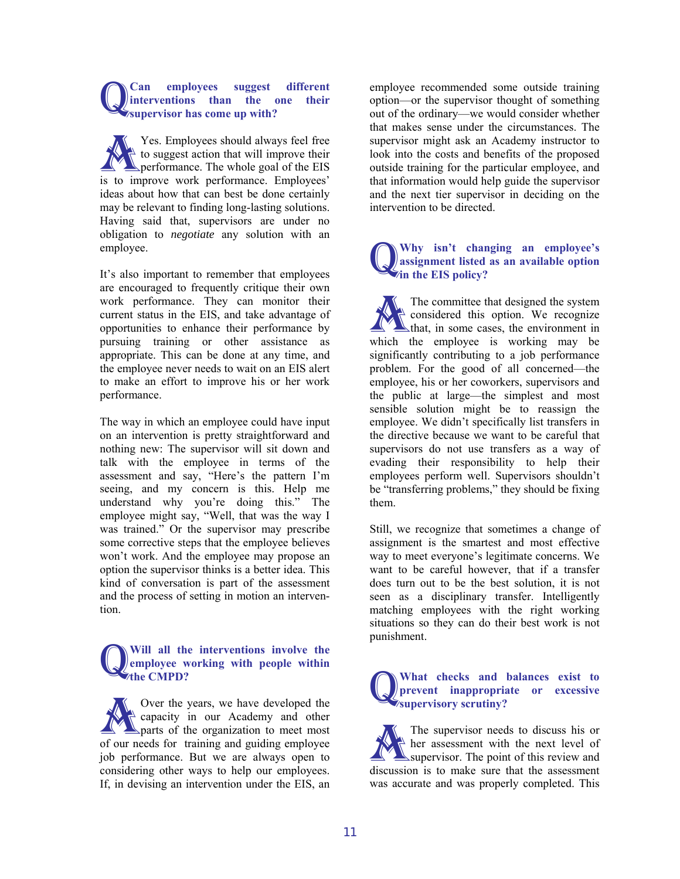### Q: Can employees suggest different interventions than the one their supervisor has come up with?

**A:** Yes. Employees should always feel free to suggest action that will improve their performance. The whole goal of the EIS is to improve work performance. Employees' ideas about how that can best be done certainly may be relevant to finding long-lasting solutions. Having said that, supervisors are under no obligation to *negotiate* any solution with an employee.

It's also important to remember that employees are encouraged to frequently critique their own work performance. They can monitor their current status in the EIS, and take advantage of opportunities to enhance their performance by pursuing training or other assistance as appropriate. This can be done at any time, and the employee never needs to wait on an EIS alert to make an effort to improve his or her work performance.

The way in which an employee could have input on an intervention is pretty straightforward and nothing new: The supervisor will sit down and talk with the employee in terms of the assessment and say, "Here's the pattern I'm seeing, and my concern is this. Help me understand why you're doing this." The employee might say, "Well, that was the way I was trained." Or the supervisor may prescribe some corrective steps that the employee believes won't work. And the employee may propose an option the supervisor thinks is a better idea. This kind of conversation is part of the assessment and the process of setting in motion an intervention.

### Q: Will all the interventions involve the employee working with people within the CMPD?

**A:** Over the years, we have developed the capacity in our Academy and other parts of the organization to meet most of our needs for training and guiding employee job performance. But we are always open to considering other ways to help our employees. If, in devising an intervention under the EIS, an employee recommended some outside training option—or the supervisor thought of something out of the ordinary—we would consider whether that makes sense under the circumstances. The supervisor might ask an Academy instructor to look into the costs and benefits of the proposed outside training for the particular employee, and that information would help guide the supervisor and the next tier supervisor in deciding on the intervention to be directed.

### Q: Why isn't changing an employee's assignment listed as an available option in the EIS policy?

**A:** The committee that designed the system considered this option. We recognize that, in some cases, the environment in which the employee is working may be significantly contributing to a job performance problem. For the good of all concerned—the employee, his or her coworkers, supervisors and the public at large—the simplest and most sensible solution might be to reassign the employee. We didn't specifically list transfers in the directive because we want to be careful that supervisors do not use transfers as a way of evading their responsibility to help their employees perform well. Supervisors shouldn't be "transferring problems," they should be fixing them.

Still, we recognize that sometimes a change of assignment is the smartest and most effective way to meet everyone's legitimate concerns. We want to be careful however, that if a transfer does turn out to be the best solution, it is not seen as a disciplinary transfer. Intelligently matching employees with the right working situations so they can do their best work is not punishment.

### Q: What checks and balances exist to prevent inappropriate or excessive supervisory scrutiny?

**A:** The supervisor needs to discuss his or her assessment with the next level of supervisor. The point of this review and discussion is to make sure that the assessment was accurate and was properly completed. This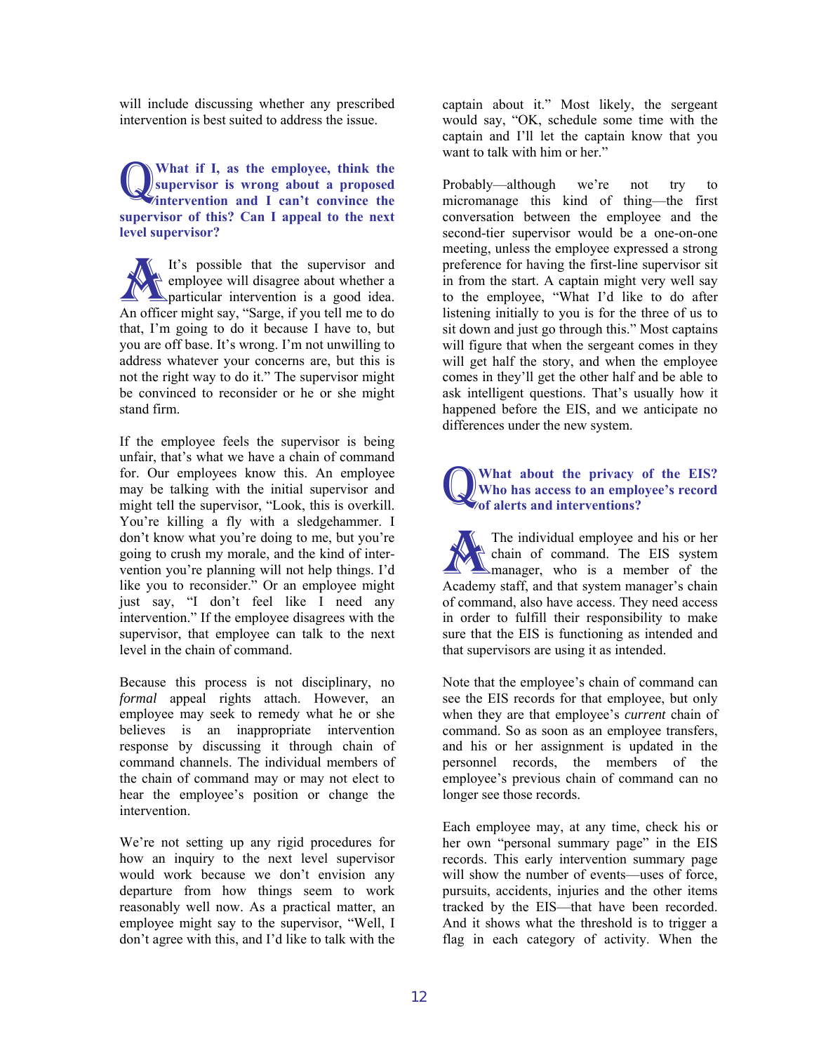will include discussing whether any prescribed intervention is best suited to address the issue.

**Q What if I, as the employee, think the supervisor is wrong about a proposed intervention and I can't convince the supervisor of this? Can I appeal to the next level supervisor?**

**A** It's possible that the supervisor and employee will disagree about whether a particular intervention is a good idea. An officer might say, "Sarge, if you tell me to do that, I'm going to do it because I have to, but you are off base. It's wrong. I'm not unwilling to address whatever your concerns are, but this is not the right way to do it." The supervisor might be convinced to reconsider or he or she might stand firm.

If the employee feels the supervisor is being unfair, that's what we have a chain of command for. Our employees know this. An employee may be talking with the initial supervisor and might tell the supervisor, "Look, this is overkill. You're killing a fly with a sledgehammer. I don't know what you're doing to me, but you're going to crush my morale, and the kind of intervention you're planning will not help things. I'd like you to reconsider." Or an employee might just say, "I don't feel like I need any intervention." If the employee disagrees with the supervisor, that employee can talk to the next level in the chain of command.

Because this process is not disciplinary, no *formal* appeal rights attach. However, an employee may seek to remedy what he or she believes is an inappropriate intervention response by discussing it through chain of command channels. The individual members of the chain of command may or may not elect to hear the employee's position or change the intervention.

We're not setting up any rigid procedures for how an inquiry to the next level supervisor would work because we don't envision any departure from how things seem to work reasonably well now. As a practical matter, an employee might say to the supervisor, "Well, I don't agree with this, and I'd like to talk with the captain about it." Most likely, the sergeant would say, "OK, schedule some time with the captain and I'll let the captain know that you want to talk with him or her."

Probably—although we're not try to micromanage this kind of thing—the first conversation between the employee and the second-tier supervisor would be a one-on-one meeting, unless the employee expressed a strong preference for having the first-line supervisor sit in from the start. A captain might very well say to the employee, "What I'd like to do after listening initially to you is for the three of us to sit down and just go through this." Most captains will figure that when the sergeant comes in they will get half the story, and when the employee comes in they'll get the other half and be able to ask intelligent questions. That's usually how it happened before the EIS, and we anticipate no differences under the new system.

**Q What about the privacy of the EIS? Who has access to an employee's record of alerts and interventions?**

**A** The individual employee and his or her chain of command. The EIS system manager, who is a member of the Academy staff, and that system manager's chain of command, also have access. They need access in order to fulfill their responsibility to make sure that the EIS is functioning as intended and that supervisors are using it as intended.

Note that the employee's chain of command can see the EIS records for that employee, but only when they are that employee's *current* chain of command. So as soon as an employee transfers, and his or her assignment is updated in the personnel records, the members of the employee's previous chain of command can no longer see those records.

Each employee may, at any time, check his or her own "personal summary page" in the EIS records. This early intervention summary page will show the number of events—uses of force, pursuits, accidents, injuries and the other items tracked by the EIS—that have been recorded. And it shows what the threshold is to trigger a flag in each category of activity. When the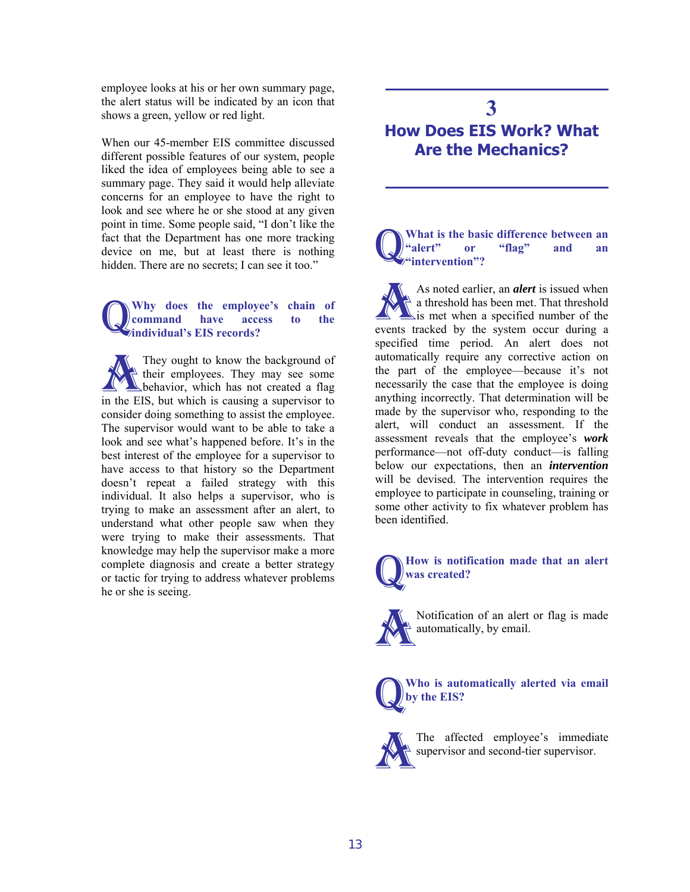employee looks at his or her own summary page, the alert status will be indicated by an icon that shows a green, yellow or red light.

When our 45-member EIS committee discussed different possible features of our system, people liked the idea of employees being able to see a summary page. They said it would help alleviate concerns for an employee to have the right to look and see where he or she stood at any given point in time. Some people said, "I don't like the fact that the Department has one more tracking device on me, but at least there is nothing hidden. There are no secrets; I can see it too."

**Q: Why does the employee's chain of command have access to the individual's EIS records?**

**A:** They ought to know the background of their employees. They may see some behavior, which has not created a flag in the EIS, but which is causing a supervisor to consider doing something to assist the employee. The supervisor would want to be able to take a look and see what's happened before. It's in the best interest of the employee for a supervisor to have access to that history so the Department doesn't repeat a failed strategy with this individual. It also helps a supervisor, who is trying to make an assessment after an alert, to understand what other people saw when they were trying to make their assessments. That knowledge may help the supervisor make a more complete diagnosis and create a better strategy or tactic for trying to address whatever problems he or she is seeing.

## 3
## How Does EIS Work? What Are the Mechanics?

**Q: What is the basic difference between an "alert" or "flag" and an "intervention"?**

**A:** As noted earlier, an ***alert*** is issued when a threshold has been met. That threshold is met when a specified number of the events tracked by the system occur during a specified time period. An alert does not automatically require any corrective action on the part of the employee—because it's not necessarily the case that the employee is doing anything incorrectly. That determination will be made by the supervisor who, responding to the alert, will conduct an assessment. If the assessment reveals that the employee's ***work*** performance—not off-duty conduct—is falling below our expectations, then an ***intervention*** will be devised. The intervention requires the employee to participate in counseling, training or some other activity to fix whatever problem has been identified.

**Q: How is notification made that an alert was created?**

**A:** Notification of an alert or flag is made automatically, by email.

**Q: Who is automatically alerted via email by the EIS?**

**A:** The affected employee's immediate supervisor and second-tier supervisor.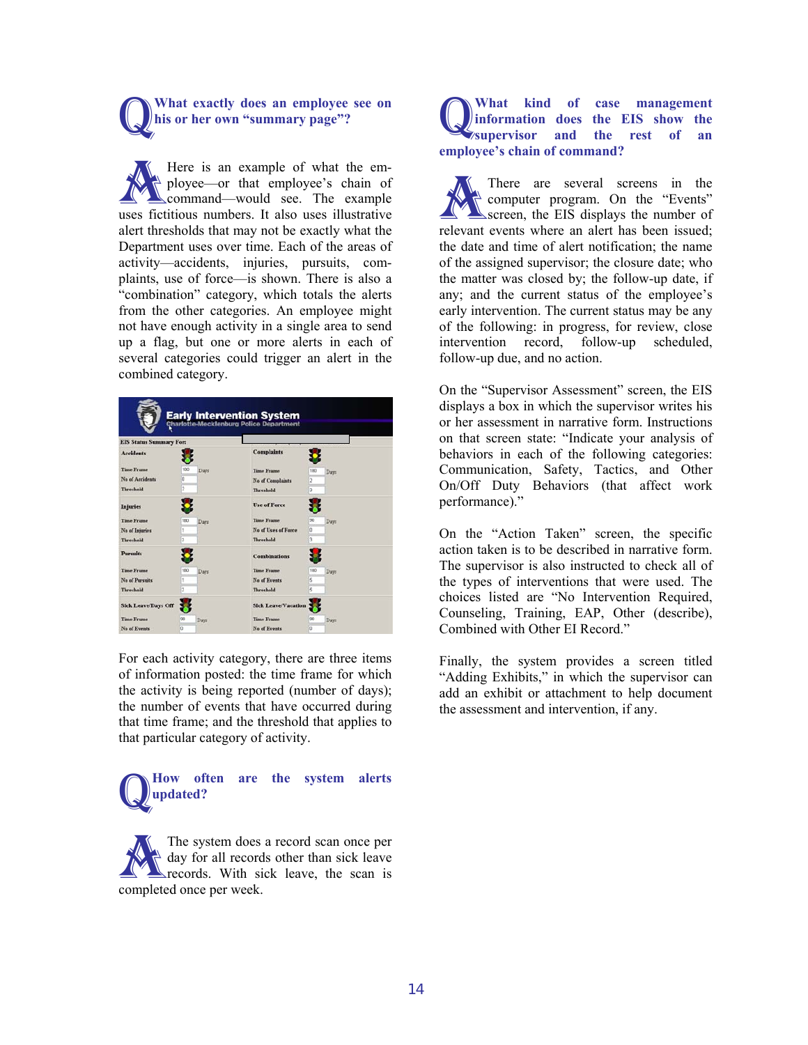## Q What exactly does an employee see on his or her own "summary page"?

**A** Here is an example of what the employee—or that employee's chain of command—would see. The example uses fictitious numbers. It also uses illustrative alert thresholds that may not be exactly what the Department uses over time. Each of the areas of activity—accidents, injuries, pursuits, complaints, use of force—is shown. There is also a "combination" category, which totals the alerts from the other categories. An employee might not have enough activity in a single area to send up a flag, but one or more alerts in each of several categories could trigger an alert in the combined category.

Early Intervention System
Charlotte-Mecklenburg Police Department
EIS Status Summary For:

Accidents
Time Frame 180 Days
No of Accidents 0
Threshold 2

Complaints
Time Frame 180 Days
No of Complaints 2
Threshold

Injuries
Time Frame 180 Days
No of Injuries 1
Threshold 3

Use of Force
Time Frame 90 Days
No of Uses of Force 0
Threshold 3

Pursuits
Time Frame 180 Days
No of Pursuits 1
Threshold 2

Combinations
Time Frame 180 Days
No of Events 5
Threshold 5

Sick Leave/Days Off
Time Frame 90 Days
No of Events 0

Sick Leave/Vacation
Time Frame 90 Days
No of Events 0

For each activity category, there are three items of information posted: the time frame for which the activity is being reported (number of days); the number of events that have occurred during that time frame; and the threshold that applies to that particular category of activity.

## Q How often are the system alerts updated?

**A** The system does a record scan once per day for all records other than sick leave records. With sick leave, the scan is completed once per week.

## Q What kind of case management information does the EIS show the supervisor and the rest of an employee's chain of command?

**A** There are several screens in the computer program. On the "Events" screen, the EIS displays the number of relevant events where an alert has been issued; the date and time of alert notification; the name of the assigned supervisor; the closure date; who the matter was closed by; the follow-up date, if any; and the current status of the employee's early intervention. The current status may be any of the following: in progress, for review, close intervention record, follow-up scheduled, follow-up due, and no action.

On the "Supervisor Assessment" screen, the EIS displays a box in which the supervisor writes his or her assessment in narrative form. Instructions on that screen state: "Indicate your analysis of behaviors in each of the following categories: Communication, Safety, Tactics, and Other On/Off Duty Behaviors (that affect work performance)."

On the "Action Taken" screen, the specific action taken is to be described in narrative form. The supervisor is also instructed to check all of the types of interventions that were used. The choices listed are "No Intervention Required, Counseling, Training, EAP, Other (describe), Combined with Other EI Record."

Finally, the system provides a screen titled "Adding Exhibits," in which the supervisor can add an exhibit or attachment to help document the assessment and intervention, if any.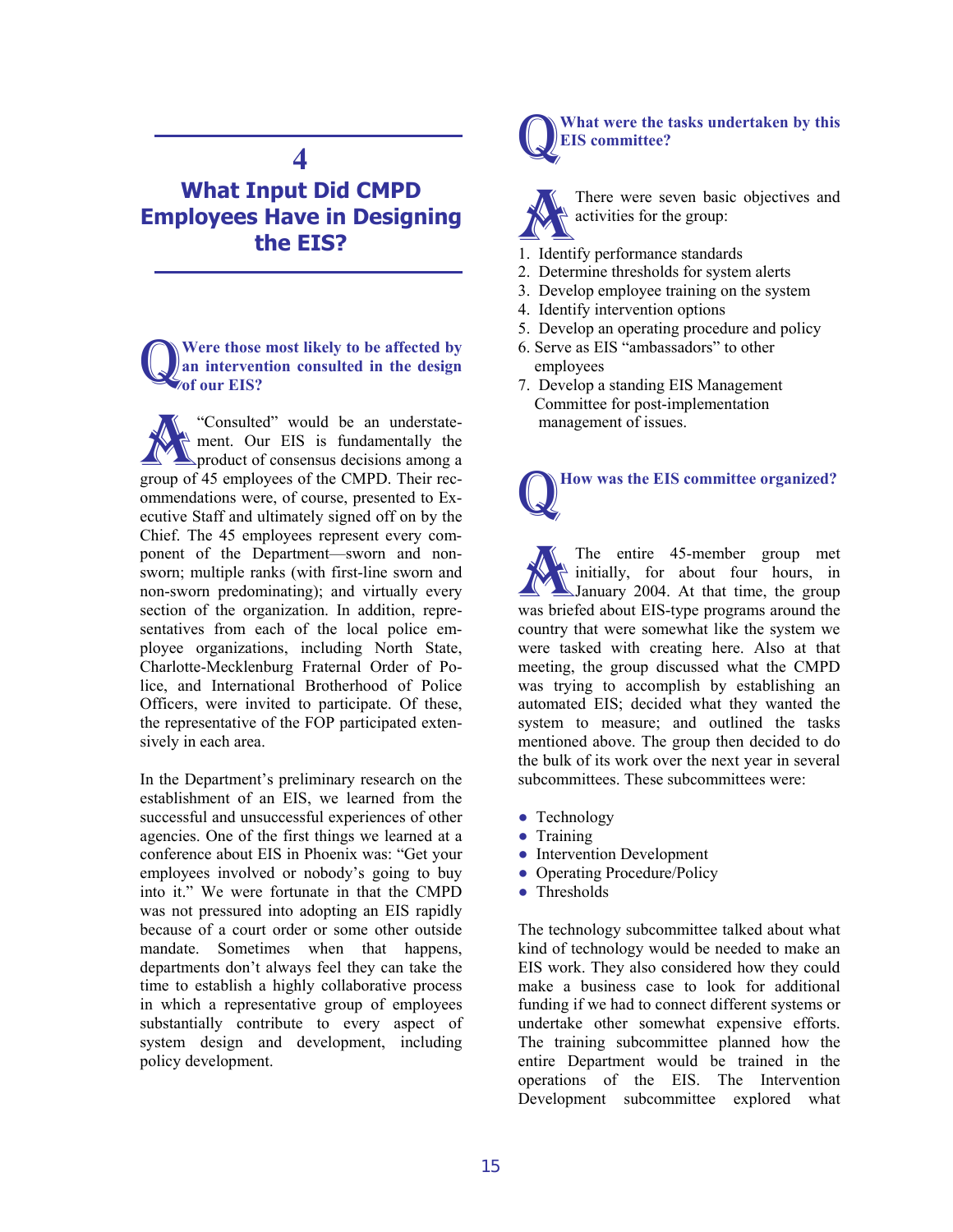# 4

# What Input Did CMPD Employees Have in Designing the EIS?

**Q: Were those most likely to be affected by an intervention consulted in the design of our EIS?**

A: "Consulted" would be an understatement. Our EIS is fundamentally the product of consensus decisions among a group of 45 employees of the CMPD. Their recommendations were, of course, presented to Executive Staff and ultimately signed off on by the Chief. The 45 employees represent every component of the Department—sworn and non-sworn; multiple ranks (with first-line sworn and non-sworn predominating); and virtually every section of the organization. In addition, representatives from each of the local police employee organizations, including North State, Charlotte-Mecklenburg Fraternal Order of Police, and International Brotherhood of Police Officers, were invited to participate. Of these, the representative of the FOP participated extensively in each area.

In the Department's preliminary research on the establishment of an EIS, we learned from the successful and unsuccessful experiences of other agencies. One of the first things we learned at a conference about EIS in Phoenix was: "Get your employees involved or nobody's going to buy into it." We were fortunate in that the CMPD was not pressured into adopting an EIS rapidly because of a court order or some other outside mandate. Sometimes when that happens, departments don't always feel they can take the time to establish a highly collaborative process in which a representative group of employees substantially contribute to every aspect of system design and development, including policy development.

**Q: What were the tasks undertaken by this EIS committee?**

A: There were seven basic objectives and activities for the group:

1. Identify performance standards
2. Determine thresholds for system alerts
3. Develop employee training on the system
4. Identify intervention options
5. Develop an operating procedure and policy
6. Serve as EIS "ambassadors" to other employees
7. Develop a standing EIS Management Committee for post-implementation management of issues.

**Q: How was the EIS committee organized?**

A: The entire 45-member group met initially, for about four hours, in January 2004. At that time, the group was briefed about EIS-type programs around the country that were somewhat like the system we were tasked with creating here. Also at that meeting, the group discussed what the CMPD was trying to accomplish by establishing an automated EIS; decided what they wanted the system to measure; and outlined the tasks mentioned above. The group then decided to do the bulk of its work over the next year in several subcommittees. These subcommittees were:

- Technology
- Training
- Intervention Development
- Operating Procedure/Policy
- Thresholds

The technology subcommittee talked about what kind of technology would be needed to make an EIS work. They also considered how they could make a business case to look for additional funding if we had to connect different systems or undertake other somewhat expensive efforts. The training subcommittee planned how the entire Department would be trained in the operations of the EIS. The Intervention Development subcommittee explored what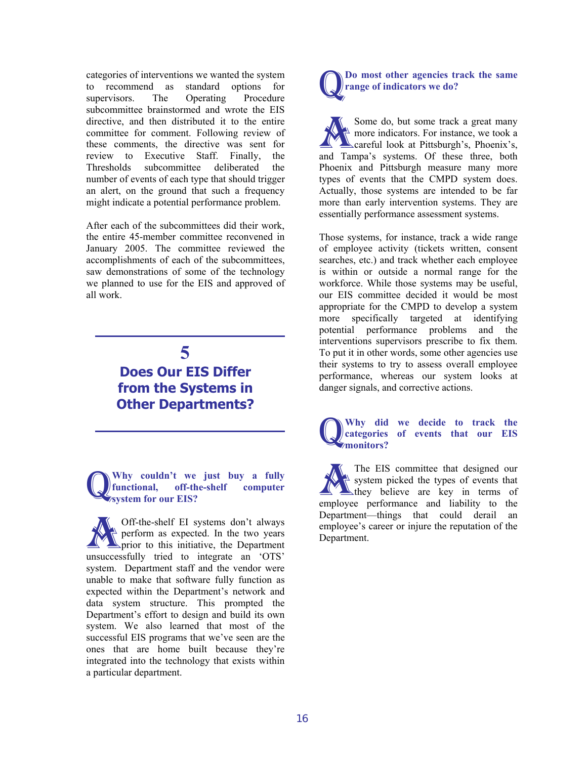categories of interventions we wanted the system to recommend as standard options for supervisors. The Operating Procedure subcommittee brainstormed and wrote the EIS directive, and then distributed it to the entire committee for comment. Following review of these comments, the directive was sent for review to Executive Staff. Finally, the Thresholds subcommittee deliberated the number of events of each type that should trigger an alert, on the ground that such a frequency might indicate a potential performance problem.

After each of the subcommittees did their work, the entire 45-member committee reconvened in January 2005. The committee reviewed the accomplishments of each of the subcommittees, saw demonstrations of some of the technology we planned to use for the EIS and approved of all work.

## 5
## Does Our EIS Differ from the Systems in Other Departments?

**Q: Why couldn't we just buy a fully functional, off-the-shelf computer system for our EIS?**

A: Off-the-shelf EI systems don't always perform as expected. In the two years prior to this initiative, the Department unsuccessfully tried to integrate an 'OTS' system. Department staff and the vendor were unable to make that software fully function as expected within the Department's network and data system structure. This prompted the Department's effort to design and build its own system. We also learned that most of the successful EIS programs that we've seen are the ones that are home built because they're integrated into the technology that exists within a particular department.

**Q: Do most other agencies track the same range of indicators we do?**

A: Some do, but some track a great many more indicators. For instance, we took a careful look at Pittsburgh's, Phoenix's, and Tampa's systems. Of these three, both Phoenix and Pittsburgh measure many more types of events that the CMPD system does. Actually, those systems are intended to be far more than early intervention systems. They are essentially performance assessment systems.

Those systems, for instance, track a wide range of employee activity (tickets written, consent searches, etc.) and track whether each employee is within or outside a normal range for the workforce. While those systems may be useful, our EIS committee decided it would be most appropriate for the CMPD to develop a system more specifically targeted at identifying potential performance problems and the interventions supervisors prescribe to fix them. To put it in other words, some other agencies use their systems to try to assess overall employee performance, whereas our system looks at danger signals, and corrective actions.

**Q: Why did we decide to track the categories of events that our EIS monitors?**

A: The EIS committee that designed our system picked the types of events that they believe are key in terms of employee performance and liability to the Department—things that could derail an employee's career or injure the reputation of the Department.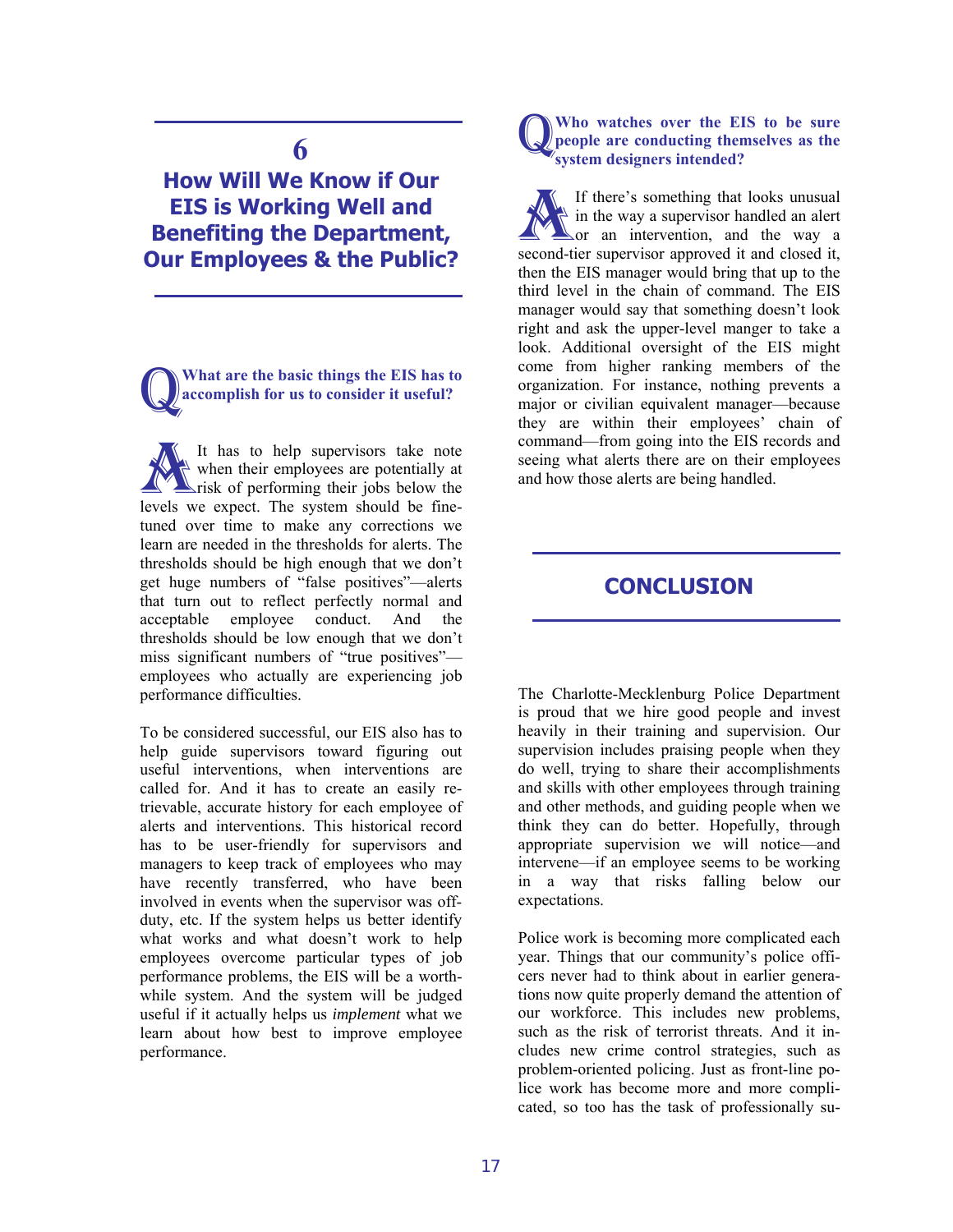## 6

## How Will We Know if Our EIS is Working Well and Benefiting the Department, Our Employees & the Public?

**Q What are the basic things the EIS has to accomplish for us to consider it useful?**

**A** It has to help supervisors take note when their employees are potentially at risk of performing their jobs below the levels we expect. The system should be fine-tuned over time to make any corrections we learn are needed in the thresholds for alerts. The thresholds should be high enough that we don't get huge numbers of "false positives"—alerts that turn out to reflect perfectly normal and acceptable employee conduct. And the thresholds should be low enough that we don't miss significant numbers of "true positives"—employees who actually are experiencing job performance difficulties.

To be considered successful, our EIS also has to help guide supervisors toward figuring out useful interventions, when interventions are called for. And it has to create an easily retrievable, accurate history for each employee of alerts and interventions. This historical record has to be user-friendly for supervisors and managers to keep track of employees who may have recently transferred, who have been involved in events when the supervisor was off-duty, etc. If the system helps us better identify what works and what doesn't work to help employees overcome particular types of job performance problems, the EIS will be a worthwhile system. And the system will be judged useful if it actually helps us *implement* what we learn about how best to improve employee performance.

**Q Who watches over the EIS to be sure people are conducting themselves as the system designers intended?**

**A** If there's something that looks unusual in the way a supervisor handled an alert or an intervention, and the way a second-tier supervisor approved it and closed it, then the EIS manager would bring that up to the third level in the chain of command. The EIS manager would say that something doesn't look right and ask the upper-level manger to take a look. Additional oversight of the EIS might come from higher ranking members of the organization. For instance, nothing prevents a major or civilian equivalent manager—because they are within their employees' chain of command—from going into the EIS records and seeing what alerts there are on their employees and how those alerts are being handled.

## CONCLUSION

The Charlotte-Mecklenburg Police Department is proud that we hire good people and invest heavily in their training and supervision. Our supervision includes praising people when they do well, trying to share their accomplishments and skills with other employees through training and other methods, and guiding people when we think they can do better. Hopefully, through appropriate supervision we will notice—and intervene—if an employee seems to be working in a way that risks falling below our expectations.

Police work is becoming more complicated each year. Things that our community's police officers never had to think about in earlier generations now quite properly demand the attention of our workforce. This includes new problems, such as the risk of terrorist threats. And it includes new crime control strategies, such as problem-oriented policing. Just as front-line police work has become more and more complicated, so too has the task of professionally su-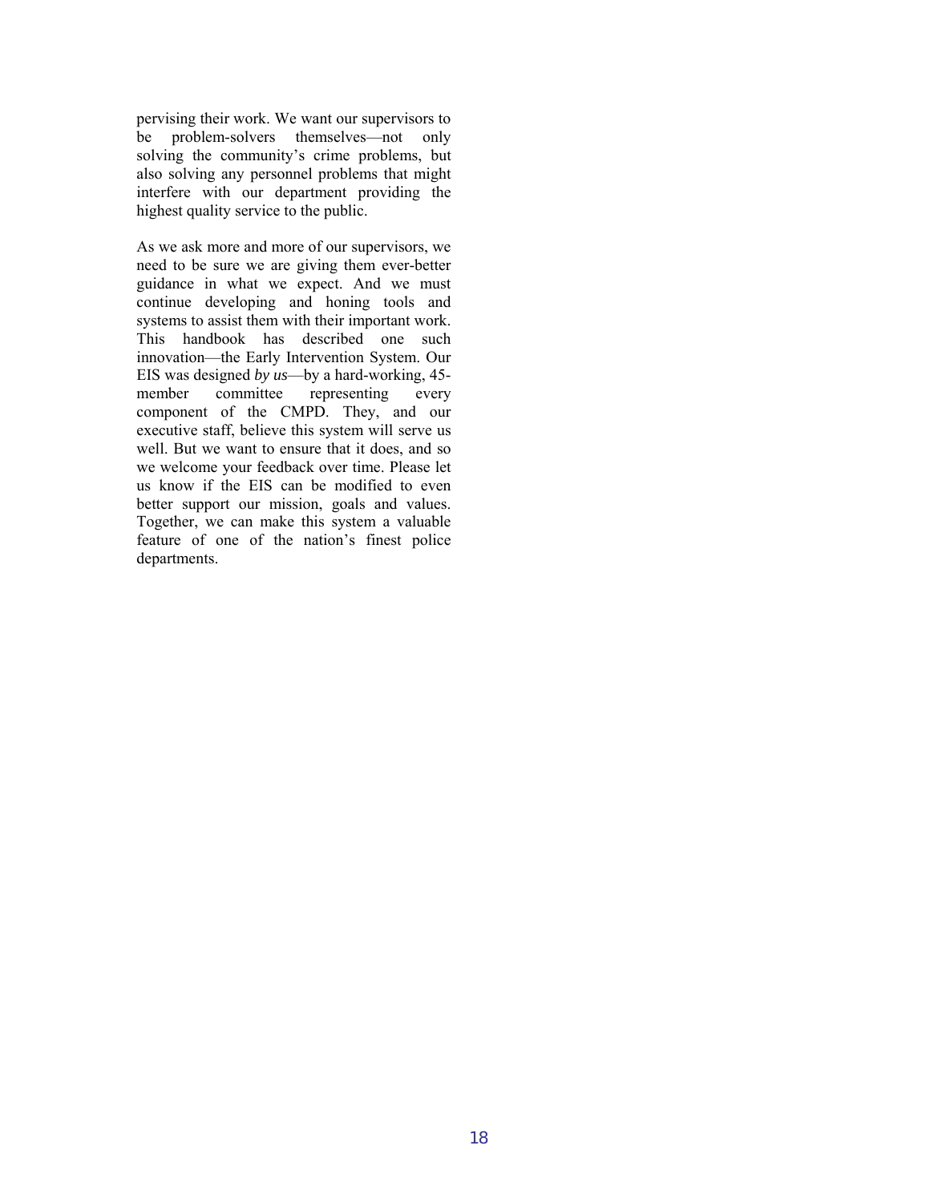pervising their work. We want our supervisors to be problem-solvers themselves—not only solving the community's crime problems, but also solving any personnel problems that might interfere with our department providing the highest quality service to the public.

As we ask more and more of our supervisors, we need to be sure we are giving them ever-better guidance in what we expect. And we must continue developing and honing tools and systems to assist them with their important work. This handbook has described one such innovation—the Early Intervention System. Our EIS was designed *by us*—by a hard-working, 45-member committee representing every component of the CMPD. They, and our executive staff, believe this system will serve us well. But we want to ensure that it does, and so we welcome your feedback over time. Please let us know if the EIS can be modified to even better support our mission, goals and values. Together, we can make this system a valuable feature of one of the nation's finest police departments.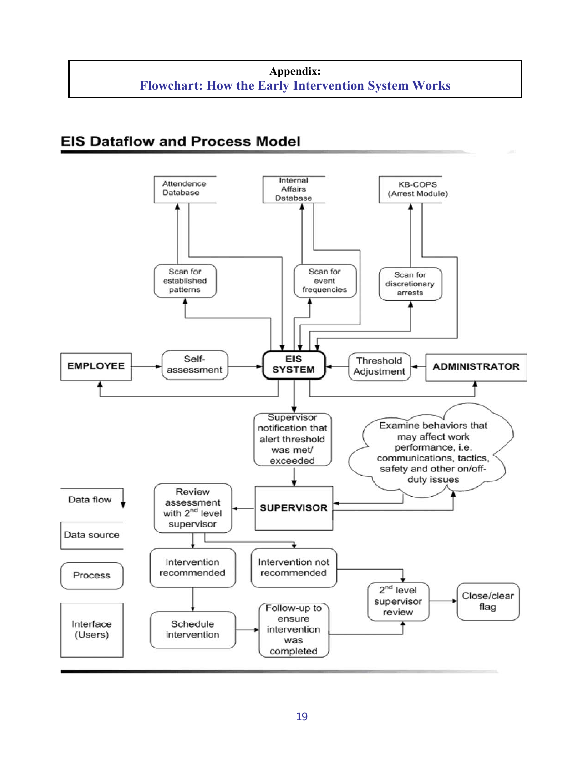**Appendix:**
**Flowchart: How the Early Intervention System Works**

## EIS Dataflow and Process Model

Attendence Database

Internal Affairs Database

KB-COPS (Arrest Module)

Scan for established patterns

Scan for event frequencies

Scan for discretionary arrests

EMPLOYEE

Self-assessment

EIS SYSTEM

Threshold Adjustment

ADMINISTRATOR

Supervisor notification that alert threshold was met/ exceeded

Examine behaviors that may affect work performance, i.e. communications, tactics, safety and other on/off-duty issues

Data flow

Data source

Process

Interface (Users)

Review assessment with 2nd level supervisor

SUPERVISOR

Intervention recommended

Intervention not recommended

2nd level supervisor review

Close/clear flag

Schedule intervention

Follow-up to ensure intervention was completed